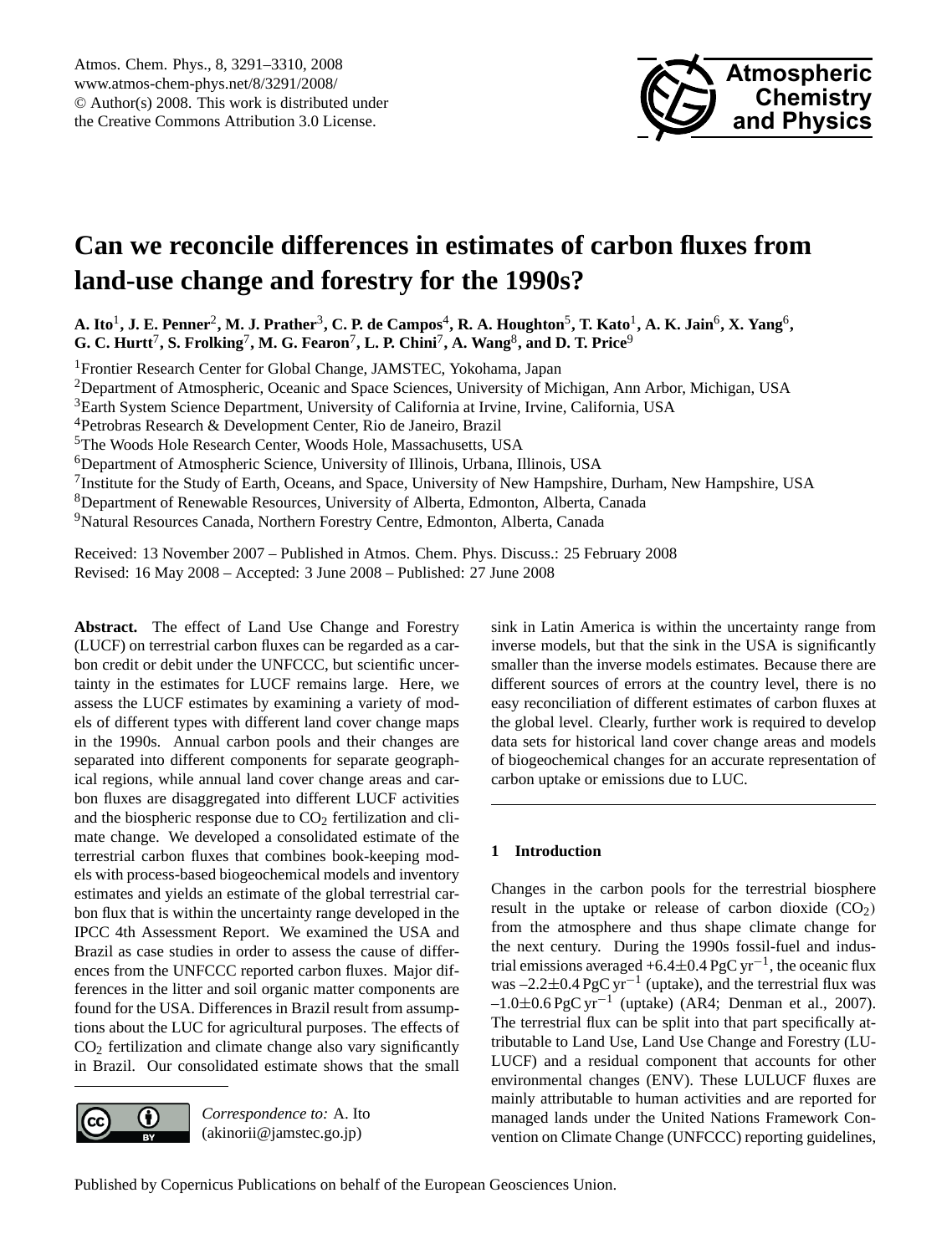# Can we reconcile differences in estimates of carbon fluxes from land-use change and forestry for the 1990s?

**A. Ito[1], J. E. Penner[2], M. J. Prather[3], C. P. de Campos[4], R. A. Houghton[5], T. Kato[1], A. K. Jain[6], X. Yang[6], G. C. Hurtt[7], S. Frolking[7], M. G. Fearon[7], L. P. Chini[7], A. Wang[8], and D. T. Price[9]**

[1]Frontier Research Center for Global Change, JAMSTEC, Yokohama, Japan
[2]Department of Atmospheric, Oceanic and Space Sciences, University of Michigan, Ann Arbor, Michigan, USA
[3]Earth System Science Department, University of California at Irvine, Irvine, California, USA
[4]Petrobras Research & Development Center, Rio de Janeiro, Brazil
[5]The Woods Hole Research Center, Woods Hole, Massachusetts, USA
[6]Department of Atmospheric Science, University of Illinois, Urbana, Illinois, USA
[7]Institute for the Study of Earth, Oceans, and Space, University of New Hampshire, Durham, New Hampshire, USA
[8]Department of Renewable Resources, University of Alberta, Edmonton, Alberta, Canada
[9]Natural Resources Canada, Northern Forestry Centre, Edmonton, Alberta, Canada

Received: 13 November 2007 – Published in Atmos. Chem. Phys. Discuss.: 25 February 2008
Revised: 16 May 2008 – Accepted: 3 June 2008 – Published: 27 June 2008

**Abstract.** The effect of Land Use Change and Forestry (LUCF) on terrestrial carbon fluxes can be regarded as a carbon credit or debit under the UNFCCC, but scientific uncertainty in the estimates for LUCF remains large. Here, we assess the LUCF estimates by examining a variety of models of different types with different land cover change maps in the 1990s. Annual carbon pools and their changes are separated into different components for separate geographical regions, while annual land cover change areas and carbon fluxes are disaggregated into different LUCF activities and the biospheric response due to $CO_2$ fertilization and climate change. We developed a consolidated estimate of the terrestrial carbon fluxes that combines book-keeping models with process-based biogeochemical models and inventory estimates and yields an estimate of the global terrestrial carbon flux that is within the uncertainty range developed in the IPCC 4th Assessment Report. We examined the USA and Brazil as case studies in order to assess the cause of differences from the UNFCCC reported carbon fluxes. Major differences in the litter and soil organic matter components are found for the USA. Differences in Brazil result from assumptions about the LUC for agricultural purposes. The effects of $CO_2$ fertilization and climate change also vary significantly in Brazil. Our consolidated estimate shows that the small sink in Latin America is within the uncertainty range from inverse models, but that the sink in the USA is significantly smaller than the inverse models estimates. Because there are different sources of errors at the country level, there is no easy reconciliation of different estimates of carbon fluxes at the global level. Clearly, further work is required to develop data sets for historical land cover change areas and models of biogeochemical changes for an accurate representation of carbon uptake or emissions due to LUC.

*Correspondence to:* A. Ito
(akinorii@jamstec.go.jp)

## 1 Introduction

Changes in the carbon pools for the terrestrial biosphere result in the uptake or release of carbon dioxide ($CO_2$) from the atmosphere and thus shape climate change for the next century. During the 1990s fossil-fuel and industrial emissions averaged +6.4±0.4 $PgC\,yr^{-1}$, the oceanic flux was –2.2±0.4 $PgC\,yr^{-1}$ (uptake), and the terrestrial flux was –1.0±0.6 $PgC\,yr^{-1}$ (uptake) (AR4; Denman et al., 2007). The terrestrial flux can be split into that part specifically attributable to Land Use, Land Use Change and Forestry (LULUCF) and a residual component that accounts for other environmental changes (ENV). These LULUCF fluxes are mainly attributable to human activities and are reported for managed lands under the United Nations Framework Convention on Climate Change (UNFCCC) reporting guidelines,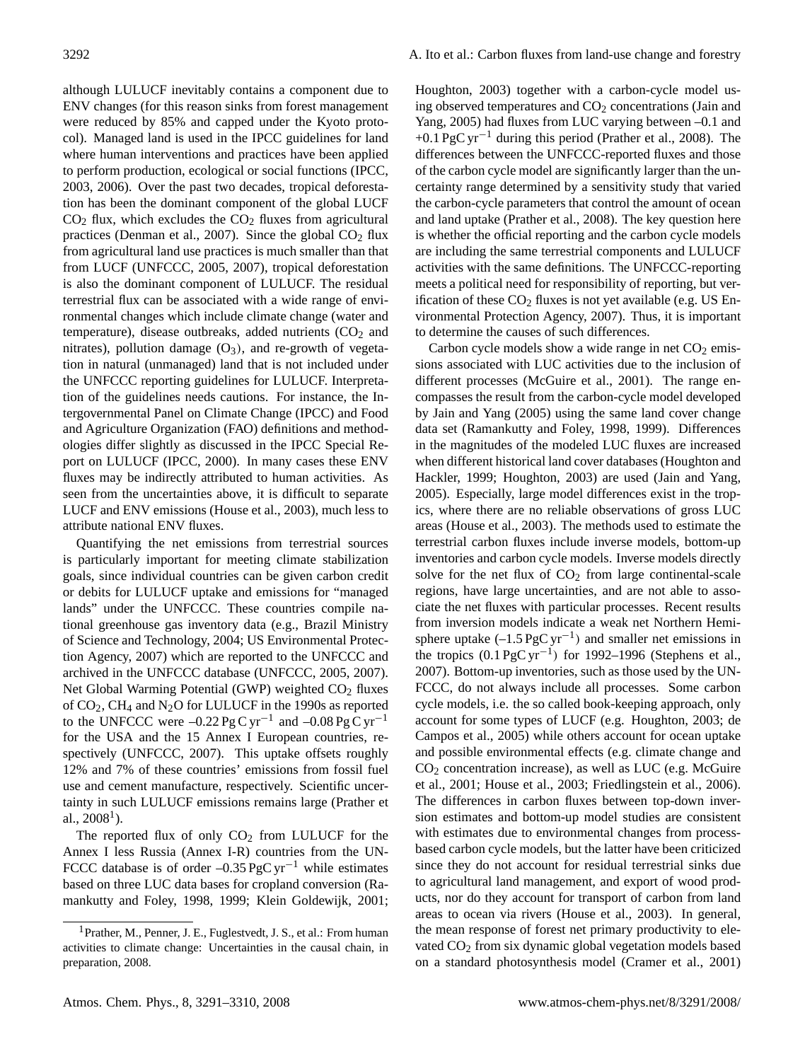although LULUCF inevitably contains a component due to ENV changes (for this reason sinks from forest management were reduced by 85% and capped under the Kyoto protocol). Managed land is used in the IPCC guidelines for land where human interventions and practices have been applied to perform production, ecological or social functions (IPCC, 2003, 2006). Over the past two decades, tropical deforestation has been the dominant component of the global LUCF $CO_2$ flux, which excludes the $CO_2$ fluxes from agricultural practices (Denman et al., 2007). Since the global $CO_2$ flux from agricultural land use practices is much smaller than that from LUCF (UNFCCC, 2005, 2007), tropical deforestation is also the dominant component of LULUCF. The residual terrestrial flux can be associated with a wide range of environmental changes which include climate change (water and temperature), disease outbreaks, added nutrients ($CO_2$ and nitrates), pollution damage ($O_3$), and re-growth of vegetation in natural (unmanaged) land that is not included under the UNFCCC reporting guidelines for LULUCF. Interpretation of the guidelines needs cautions. For instance, the Intergovernmental Panel on Climate Change (IPCC) and Food and Agriculture Organization (FAO) definitions and methodologies differ slightly as discussed in the IPCC Special Report on LULUCF (IPCC, 2000). In many cases these ENV fluxes may be indirectly attributed to human activities. As seen from the uncertainties above, it is difficult to separate LUCF and ENV emissions (House et al., 2003), much less to attribute national ENV fluxes.

Quantifying the net emissions from terrestrial sources is particularly important for meeting climate stabilization goals, since individual countries can be given carbon credit or debits for LULUCF uptake and emissions for "managed lands" under the UNFCCC. These countries compile national greenhouse gas inventory data (e.g., Brazil Ministry of Science and Technology, 2004; US Environmental Protection Agency, 2007) which are reported to the UNFCCC and archived in the UNFCCC database (UNFCCC, 2005, 2007). Net Global Warming Potential (GWP) weighted $CO_2$ fluxes of $CO_2$, $CH_4$ and $N_2O$ for LULUCF in the 1990s as reported to the UNFCCC were –0.22 $\mathrm{Pg\,C\,yr^{-1}}$ and –0.08 $\mathrm{Pg\,C\,yr^{-1}}$ for the USA and the 15 Annex I European countries, respectively (UNFCCC, 2007). This uptake offsets roughly 12% and 7% of these countries' emissions from fossil fuel use and cement manufacture, respectively. Scientific uncertainty in such LULUCF emissions remains large (Prather et al., 2008[1]).

The reported flux of only $CO_2$ from LULUCF for the Annex I less Russia (Annex I-R) countries from the UNFCCC database is of order –0.35 $\mathrm{PgC\,yr^{-1}}$ while estimates based on three LUC data bases for cropland conversion (Ramankutty and Foley, 1998, 1999; Klein Goldewijk, 2001; Houghton, 2003) together with a carbon-cycle model using observed temperatures and $CO_2$ concentrations (Jain and Yang, 2005) had fluxes from LUC varying between –0.1 and +0.1 $\mathrm{PgC\,yr^{-1}}$ during this period (Prather et al., 2008). The differences between the UNFCCC-reported fluxes and those of the carbon cycle model are significantly larger than the uncertainty range determined by a sensitivity study that varied the carbon-cycle parameters that control the amount of ocean and land uptake (Prather et al., 2008). The key question here is whether the official reporting and the carbon cycle models are including the same terrestrial components and LULUCF activities with the same definitions. The UNFCCC-reporting meets a political need for responsibility of reporting, but verification of these $CO_2$ fluxes is not yet available (e.g. US Environmental Protection Agency, 2007). Thus, it is important to determine the causes of such differences.

Carbon cycle models show a wide range in net $CO_2$ emissions associated with LUC activities due to the inclusion of different processes (McGuire et al., 2001). The range encompasses the result from the carbon-cycle model developed by Jain and Yang (2005) using the same land cover change data set (Ramankutty and Foley, 1998, 1999). Differences in the magnitudes of the modeled LUC fluxes are increased when different historical land cover databases (Houghton and Hackler, 1999; Houghton, 2003) are used (Jain and Yang, 2005). Especially, large model differences exist in the tropics, where there are no reliable observations of gross LUC areas (House et al., 2003). The methods used to estimate the terrestrial carbon fluxes include inverse models, bottom-up inventories and carbon cycle models. Inverse models directly solve for the net flux of $CO_2$ from large continental-scale regions, have large uncertainties, and are not able to associate the net fluxes with particular processes. Recent results from inversion models indicate a weak net Northern Hemisphere uptake (–1.5 $\mathrm{PgC\,yr^{-1}}$) and smaller net emissions in the tropics (0.1 $\mathrm{PgC\,yr^{-1}}$) for 1992–1996 (Stephens et al., 2007). Bottom-up inventories, such as those used by the UNFCCC, do not always include all processes. Some carbon cycle models, i.e. the so called book-keeping approach, only account for some types of LUCF (e.g. Houghton, 2003; de Campos et al., 2005) while others account for ocean uptake and possible environmental effects (e.g. climate change and $CO_2$ concentration increase), as well as LUC (e.g. McGuire et al., 2001; House et al., 2003; Friedlingstein et al., 2006). The differences in carbon fluxes between top-down inversion estimates and bottom-up model studies are consistent with estimates due to environmental changes from process-based carbon cycle models, but the latter have been criticized since they do not account for residual terrestrial sinks due to agricultural land management, and export of wood products, nor do they account for transport of carbon from land areas to ocean via rivers (House et al., 2003). In general, the mean response of forest net primary productivity to elevated $CO_2$ from six dynamic global vegetation models based on a standard photosynthesis model (Cramer et al., 2001)

[1] Prather, M., Penner, J. E., Fuglestvedt, J. S., et al.: From human activities to climate change: Uncertainties in the causal chain, in preparation, 2008.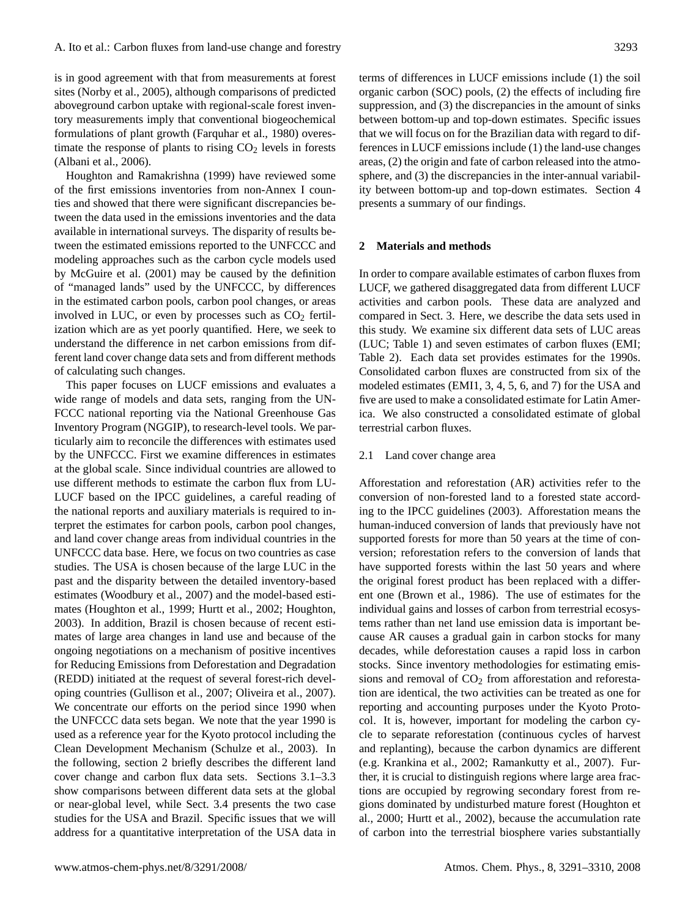is in good agreement with that from measurements at forest sites (Norby et al., 2005), although comparisons of predicted aboveground carbon uptake with regional-scale forest inventory measurements imply that conventional biogeochemical formulations of plant growth (Farquhar et al., 1980) overestimate the response of plants to rising $CO_2$ levels in forests (Albani et al., 2006).

Houghton and Ramakrishna (1999) have reviewed some of the first emissions inventories from non-Annex I counties and showed that there were significant discrepancies between the data used in the emissions inventories and the data available in international surveys. The disparity of results between the estimated emissions reported to the UNFCCC and modeling approaches such as the carbon cycle models used by McGuire et al. (2001) may be caused by the definition of "managed lands" used by the UNFCCC, by differences in the estimated carbon pools, carbon pool changes, or areas involved in LUC, or even by processes such as $CO_2$ fertilization which are as yet poorly quantified. Here, we seek to understand the difference in net carbon emissions from different land cover change data sets and from different methods of calculating such changes.

This paper focuses on LUCF emissions and evaluates a wide range of models and data sets, ranging from the UNFCCC national reporting via the National Greenhouse Gas Inventory Program (NGGIP), to research-level tools. We particularly aim to reconcile the differences with estimates used by the UNFCCC. First we examine differences in estimates at the global scale. Since individual countries are allowed to use different methods to estimate the carbon flux from LULUCF based on the IPCC guidelines, a careful reading of the national reports and auxiliary materials is required to interpret the estimates for carbon pools, carbon pool changes, and land cover change areas from individual countries in the UNFCCC data base. Here, we focus on two countries as case studies. The USA is chosen because of the large LUC in the past and the disparity between the detailed inventory-based estimates (Woodbury et al., 2007) and the model-based estimates (Houghton et al., 1999; Hurtt et al., 2002; Houghton, 2003). In addition, Brazil is chosen because of recent estimates of large area changes in land use and because of the ongoing negotiations on a mechanism of positive incentives for Reducing Emissions from Deforestation and Degradation (REDD) initiated at the request of several forest-rich developing countries (Gullison et al., 2007; Oliveira et al., 2007). We concentrate our efforts on the period since 1990 when the UNFCCC data sets began. We note that the year 1990 is used as a reference year for the Kyoto protocol including the Clean Development Mechanism (Schulze et al., 2003). In the following, section 2 briefly describes the different land cover change and carbon flux data sets. Sections 3.1–3.3 show comparisons between different data sets at the global or near-global level, while Sect. 3.4 presents the two case studies for the USA and Brazil. Specific issues that we will address for a quantitative interpretation of the USA data in terms of differences in LUCF emissions include (1) the soil organic carbon (SOC) pools, (2) the effects of including fire suppression, and (3) the discrepancies in the amount of sinks between bottom-up and top-down estimates. Specific issues that we will focus on for the Brazilian data with regard to differences in LUCF emissions include (1) the land-use changes areas, (2) the origin and fate of carbon released into the atmosphere, and (3) the discrepancies in the inter-annual variability between bottom-up and top-down estimates. Section 4 presents a summary of our findings.

## 2 Materials and methods

In order to compare available estimates of carbon fluxes from LUCF, we gathered disaggregated data from different LUCF activities and carbon pools. These data are analyzed and compared in Sect. 3. Here, we describe the data sets used in this study. We examine six different data sets of LUC areas (LUC; Table 1) and seven estimates of carbon fluxes (EMI; Table 2). Each data set provides estimates for the 1990s. Consolidated carbon fluxes are constructed from six of the modeled estimates (EMI1, 3, 4, 5, 6, and 7) for the USA and five are used to make a consolidated estimate for Latin America. We also constructed a consolidated estimate of global terrestrial carbon fluxes.

### 2.1 Land cover change area

Afforestation and reforestation (AR) activities refer to the conversion of non-forested land to a forested state according to the IPCC guidelines (2003). Afforestation means the human-induced conversion of lands that previously have not supported forests for more than 50 years at the time of conversion; reforestation refers to the conversion of lands that have supported forests within the last 50 years and where the original forest product has been replaced with a different one (Brown et al., 1986). The use of estimates for the individual gains and losses of carbon from terrestrial ecosystems rather than net land use emission data is important because AR causes a gradual gain in carbon stocks for many decades, while deforestation causes a rapid loss in carbon stocks. Since inventory methodologies for estimating emissions and removal of $CO_2$ from afforestation and reforestation are identical, the two activities can be treated as one for reporting and accounting purposes under the Kyoto Protocol. It is, however, important for modeling the carbon cycle to separate reforestation (continuous cycles of harvest and replanting), because the carbon dynamics are different (e.g. Krankina et al., 2002; Ramankutty et al., 2007). Further, it is crucial to distinguish regions where large area fractions are occupied by regrowing secondary forest from regions dominated by undisturbed mature forest (Houghton et al., 2000; Hurtt et al., 2002), because the accumulation rate of carbon into the terrestrial biosphere varies substantially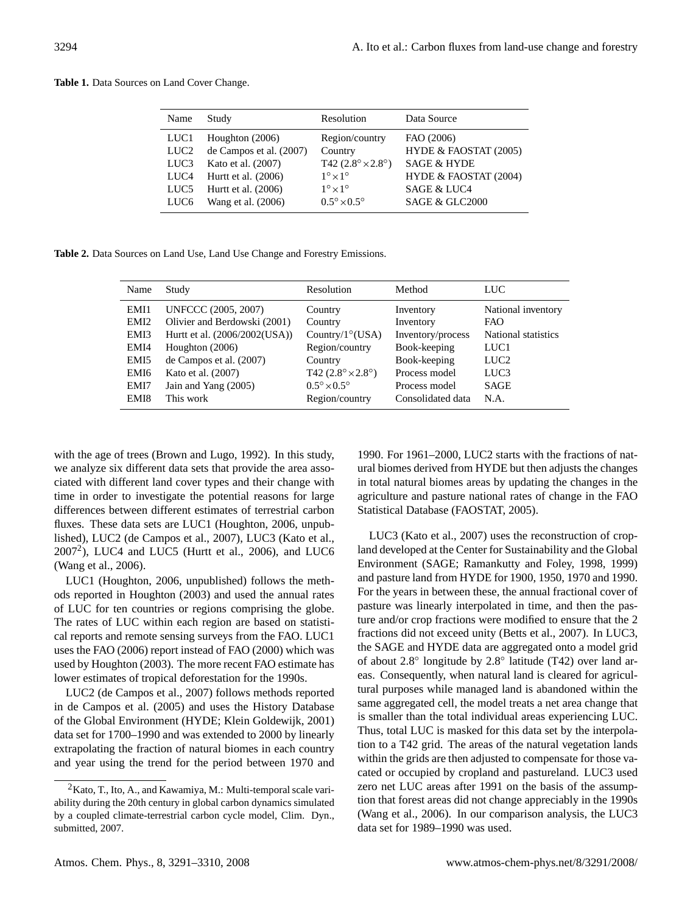**Table 1.** Data Sources on Land Cover Change.

| Name | Study | Resolution | Data Source |
|---|---|---|---|
| LUC1 | Houghton (2006) | Region/country | FAO (2006) |
| LUC2 | de Campos et al. (2007) | Country | HYDE & FAOSTAT (2005) |
| LUC3 | Kato et al. (2007) | T42 ($2.8^\circ \times 2.8^\circ$) | SAGE & HYDE |
| LUC4 | Hurtt et al. (2006) | $1^\circ \times 1^\circ$ | HYDE & FAOSTAT (2004) |
| LUC5 | Hurtt et al. (2006) | $1^\circ \times 1^\circ$ | SAGE & LUC4 |
| LUC6 | Wang et al. (2006) | $0.5^\circ \times 0.5^\circ$ | SAGE & GLC2000 |

**Table 2.** Data Sources on Land Use, Land Use Change and Forestry Emissions.

| Name | Study | Resolution | Method | LUC |
|---|---|---|---|---|
| EMI1 | UNFCCC (2005, 2007) | Country | Inventory | National inventory |
| EMI2 | Olivier and Berdowski (2001) | Country | Inventory | FAO |
| EMI3 | Hurtt et al. (2006/2002(USA)) | Country/$1^\circ$(USA) | Inventory/process | National statistics |
| EMI4 | Houghton (2006) | Region/country | Book-keeping | LUC1 |
| EMI5 | de Campos et al. (2007) | Country | Book-keeping | LUC2 |
| EMI6 | Kato et al. (2007) | T42 ($2.8^\circ \times 2.8^\circ$) | Process model | LUC3 |
| EMI7 | Jain and Yang (2005) | $0.5^\circ \times 0.5^\circ$ | Process model | SAGE |
| EMI8 | This work | Region/country | Consolidated data | N.A. |

with the age of trees (Brown and Lugo, 1992). In this study, we analyze six different data sets that provide the area associated with different land cover types and their change with time in order to investigate the potential reasons for large differences between different estimates of terrestrial carbon fluxes. These data sets are LUC1 (Houghton, 2006, unpublished), LUC2 (de Campos et al., 2007), LUC3 (Kato et al., 2007[2]), LUC4 and LUC5 (Hurtt et al., 2006), and LUC6 (Wang et al., 2006).

LUC1 (Houghton, 2006, unpublished) follows the methods reported in Houghton (2003) and used the annual rates of LUC for ten countries or regions comprising the globe. The rates of LUC within each region are based on statistical reports and remote sensing surveys from the FAO. LUC1 uses the FAO (2006) report instead of FAO (2000) which was used by Houghton (2003). The more recent FAO estimate has lower estimates of tropical deforestation for the 1990s.

LUC2 (de Campos et al., 2007) follows methods reported in de Campos et al. (2005) and uses the History Database of the Global Environment (HYDE; Klein Goldewijk, 2001) data set for 1700–1990 and was extended to 2000 by linearly extrapolating the fraction of natural biomes in each country and year using the trend for the period between 1970 and 1990. For 1961–2000, LUC2 starts with the fractions of natural biomes derived from HYDE but then adjusts the changes in total natural biomes areas by updating the changes in the agriculture and pasture national rates of change in the FAO Statistical Database (FAOSTAT, 2005).

LUC3 (Kato et al., 2007) uses the reconstruction of cropland developed at the Center for Sustainability and the Global Environment (SAGE; Ramankutty and Foley, 1998, 1999) and pasture land from HYDE for 1900, 1950, 1970 and 1990. For the years in between these, the annual fractional cover of pasture was linearly interpolated in time, and then the pasture and/or crop fractions were modified to ensure that the 2 fractions did not exceed unity (Betts et al., 2007). In LUC3, the SAGE and HYDE data are aggregated onto a model grid of about $2.8^\circ$ longitude by $2.8^\circ$ latitude (T42) over land areas. Consequently, when natural land is cleared for agricultural purposes while managed land is abandoned within the same aggregated cell, the model treats a net area change that is smaller than the total individual areas experiencing LUC. Thus, total LUC is masked for this data set by the interpolation to a T42 grid. The areas of the natural vegetation lands within the grids are then adjusted to compensate for those vacated or occupied by cropland and pastureland. LUC3 used zero net LUC areas after 1991 on the basis of the assumption that forest areas did not change appreciably in the 1990s (Wang et al., 2006). In our comparison analysis, the LUC3 data set for 1989–1990 was used.

[2] Kato, T., Ito, A., and Kawamiya, M.: Multi-temporal scale variability during the 20th century in global carbon dynamics simulated by a coupled climate-terrestrial carbon cycle model, Clim. Dyn., submitted, 2007.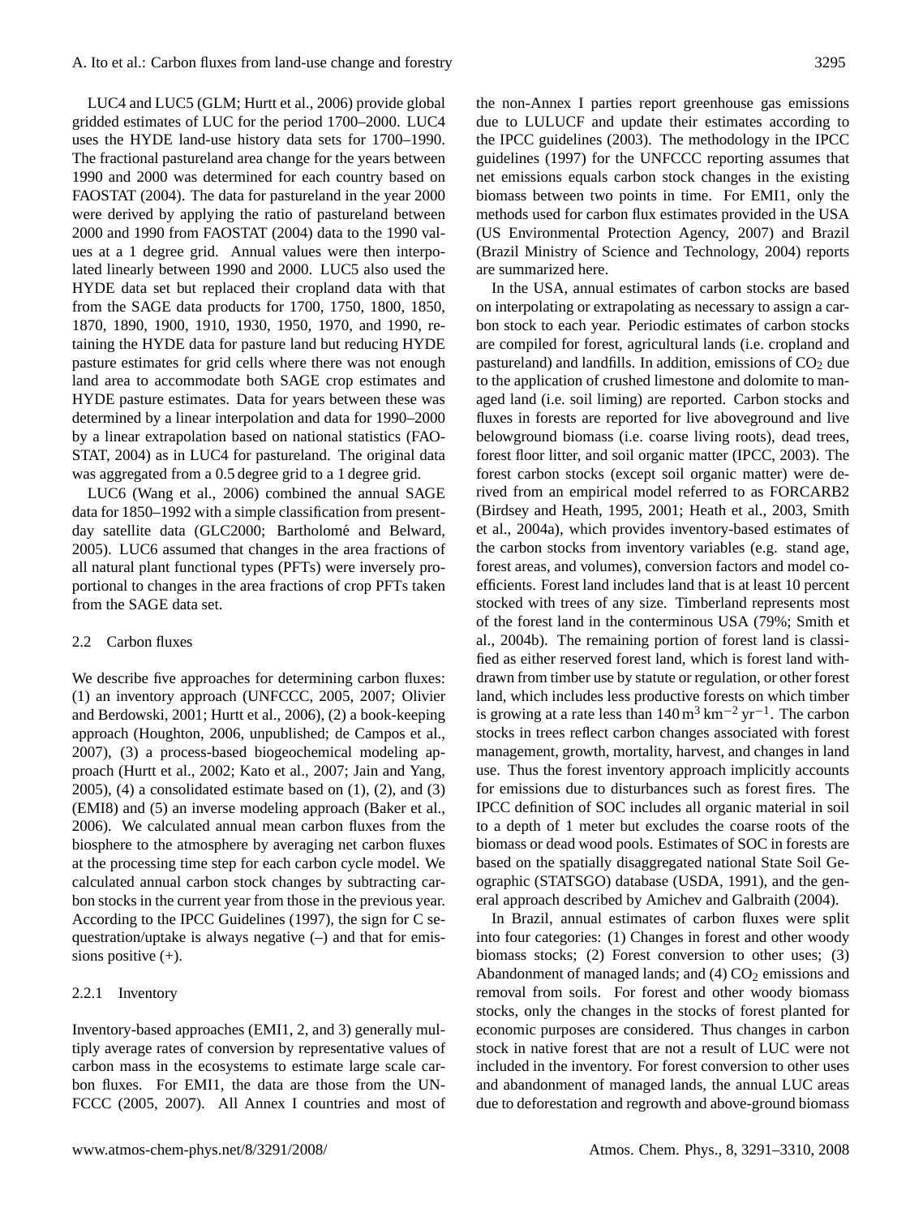LUC4 and LUC5 (GLM; Hurtt et al., 2006) provide global gridded estimates of LUC for the period 1700–2000. LUC4 uses the HYDE land-use history data sets for 1700–1990. The fractional pastureland area change for the years between 1990 and 2000 was determined for each country based on FAOSTAT (2004). The data for pastureland in the year 2000 were derived by applying the ratio of pastureland between 2000 and 1990 from FAOSTAT (2004) data to the 1990 values at a 1 degree grid. Annual values were then interpolated linearly between 1990 and 2000. LUC5 also used the HYDE data set but replaced their cropland data with that from the SAGE data products for 1700, 1750, 1800, 1850, 1870, 1890, 1900, 1910, 1930, 1950, 1970, and 1990, retaining the HYDE data for pasture land but reducing HYDE pasture estimates for grid cells where there was not enough land area to accommodate both SAGE crop estimates and HYDE pasture estimates. Data for years between these was determined by a linear interpolation and data for 1990–2000 by a linear extrapolation based on national statistics (FAOSTAT, 2004) as in LUC4 for pastureland. The original data was aggregated from a 0.5 degree grid to a 1 degree grid.

LUC6 (Wang et al., 2006) combined the annual SAGE data for 1850–1992 with a simple classification from present-day satellite data (GLC2000; Bartholomé and Belward, 2005). LUC6 assumed that changes in the area fractions of all natural plant functional types (PFTs) were inversely proportional to changes in the area fractions of crop PFTs taken from the SAGE data set.

### 2.2 Carbon fluxes

We describe five approaches for determining carbon fluxes: (1) an inventory approach (UNFCCC, 2005, 2007; Olivier and Berdowski, 2001; Hurtt et al., 2006), (2) a book-keeping approach (Houghton, 2006, unpublished; de Campos et al., 2007), (3) a process-based biogeochemical modeling approach (Hurtt et al., 2002; Kato et al., 2007; Jain and Yang, 2005), (4) a consolidated estimate based on (1), (2), and (3) (EMI8) and (5) an inverse modeling approach (Baker et al., 2006). We calculated annual mean carbon fluxes from the biosphere to the atmosphere by averaging net carbon fluxes at the processing time step for each carbon cycle model. We calculated annual carbon stock changes by subtracting carbon stocks in the current year from those in the previous year. According to the IPCC Guidelines (1997), the sign for C sequestration/uptake is always negative (–) and that for emissions positive (+).

#### 2.2.1 Inventory

Inventory-based approaches (EMI1, 2, and 3) generally multiply average rates of conversion by representative values of carbon mass in the ecosystems to estimate large scale carbon fluxes. For EMI1, the data are those from the UNFCCC (2005, 2007). All Annex I countries and most of the non-Annex I parties report greenhouse gas emissions due to LULUCF and update their estimates according to the IPCC guidelines (2003). The methodology in the IPCC guidelines (1997) for the UNFCCC reporting assumes that net emissions equals carbon stock changes in the existing biomass between two points in time. For EMI1, only the methods used for carbon flux estimates provided in the USA (US Environmental Protection Agency, 2007) and Brazil (Brazil Ministry of Science and Technology, 2004) reports are summarized here.

In the USA, annual estimates of carbon stocks are based on interpolating or extrapolating as necessary to assign a carbon stock to each year. Periodic estimates of carbon stocks are compiled for forest, agricultural lands (i.e. cropland and pastureland) and landfills. In addition, emissions of $CO_2$ due to the application of crushed limestone and dolomite to managed land (i.e. soil liming) are reported. Carbon stocks and fluxes in forests are reported for live aboveground and live belowground biomass (i.e. coarse living roots), dead trees, forest floor litter, and soil organic matter (IPCC, 2003). The forest carbon stocks (except soil organic matter) were derived from an empirical model referred to as FORCARB2 (Birdsey and Heath, 1995, 2001; Heath et al., 2003, Smith et al., 2004a), which provides inventory-based estimates of the carbon stocks from inventory variables (e.g. stand age, forest areas, and volumes), conversion factors and model coefficients. Forest land includes land that is at least 10 percent stocked with trees of any size. Timberland represents most of the forest land in the conterminous USA (79%; Smith et al., 2004b). The remaining portion of forest land is classified as either reserved forest land, which is forest land withdrawn from timber use by statute or regulation, or other forest land, which includes less productive forests on which timber is growing at a rate less than $140\,\mathrm{m^3\,km^{-2}\,yr^{-1}}$. The carbon stocks in trees reflect carbon changes associated with forest management, growth, mortality, harvest, and changes in land use. Thus the forest inventory approach implicitly accounts for emissions due to disturbances such as forest fires. The IPCC definition of SOC includes all organic material in soil to a depth of 1 meter but excludes the coarse roots of the biomass or dead wood pools. Estimates of SOC in forests are based on the spatially disaggregated national State Soil Geographic (STATSGO) database (USDA, 1991), and the general approach described by Amichev and Galbraith (2004).

In Brazil, annual estimates of carbon fluxes were split into four categories: (1) Changes in forest and other woody biomass stocks; (2) Forest conversion to other uses; (3) Abandonment of managed lands; and (4) $CO_2$ emissions and removal from soils. For forest and other woody biomass stocks, only the changes in the stocks of forest planted for economic purposes are considered. Thus changes in carbon stock in native forest that are not a result of LUC were not included in the inventory. For forest conversion to other uses and abandonment of managed lands, the annual LUC areas due to deforestation and regrowth and above-ground biomass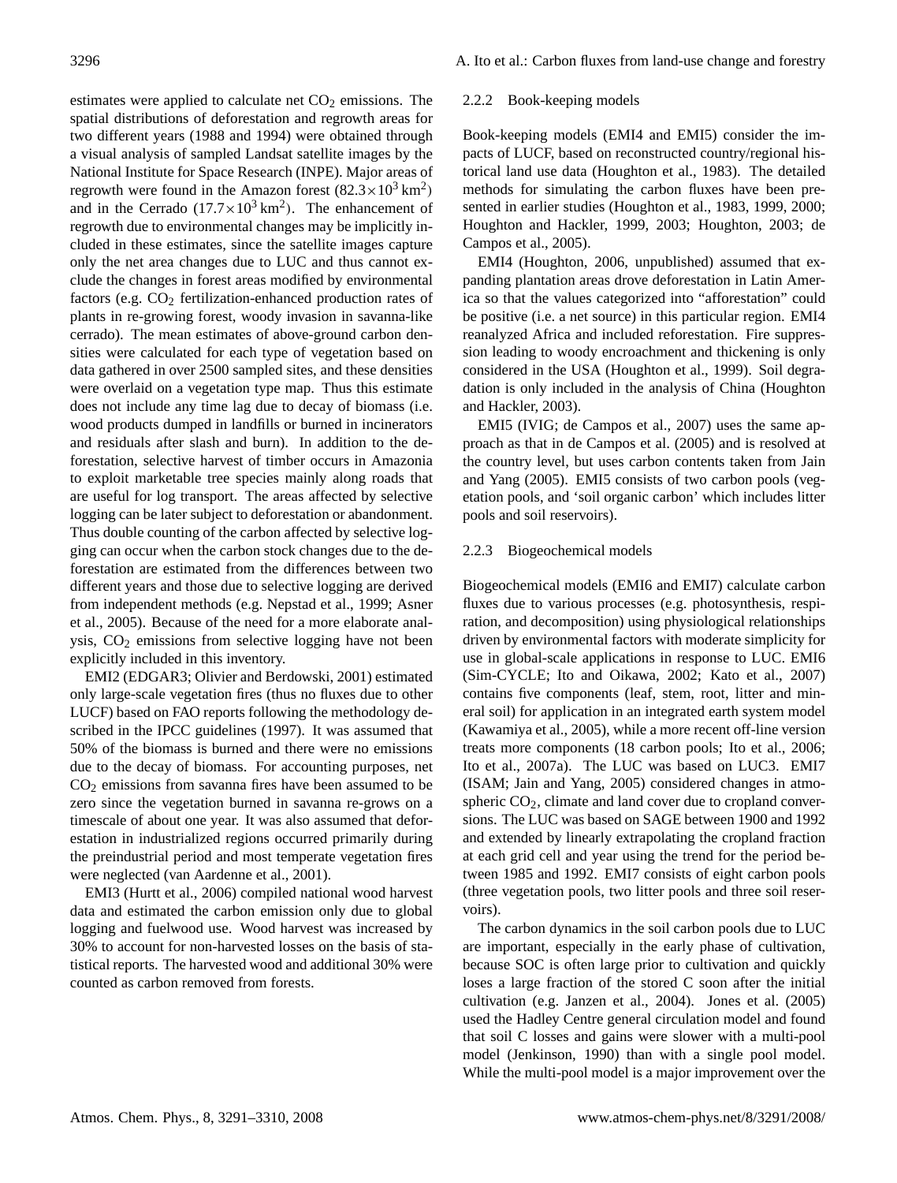estimates were applied to calculate net $CO_2$ emissions. The spatial distributions of deforestation and regrowth areas for two different years (1988 and 1994) were obtained through a visual analysis of sampled Landsat satellite images by the National Institute for Space Research (INPE). Major areas of regrowth were found in the Amazon forest ($82.3 \times 10^3$ km$^2$) and in the Cerrado ($17.7 \times 10^3$ km$^2$). The enhancement of regrowth due to environmental changes may be implicitly included in these estimates, since the satellite images capture only the net area changes due to LUC and thus cannot exclude the changes in forest areas modified by environmental factors (e.g. $CO_2$ fertilization-enhanced production rates of plants in re-growing forest, woody invasion in savanna-like cerrado). The mean estimates of above-ground carbon densities were calculated for each type of vegetation based on data gathered in over 2500 sampled sites, and these densities were overlaid on a vegetation type map. Thus this estimate does not include any time lag due to decay of biomass (i.e. wood products dumped in landfills or burned in incinerators and residuals after slash and burn). In addition to the deforestation, selective harvest of timber occurs in Amazonia to exploit marketable tree species mainly along roads that are useful for log transport. The areas affected by selective logging can be later subject to deforestation or abandonment. Thus double counting of the carbon affected by selective logging can occur when the carbon stock changes due to the deforestation are estimated from the differences between two different years and those due to selective logging are derived from independent methods (e.g. Nepstad et al., 1999; Asner et al., 2005). Because of the need for a more elaborate analysis, $CO_2$ emissions from selective logging have not been explicitly included in this inventory.

EMI2 (EDGAR3; Olivier and Berdowski, 2001) estimated only large-scale vegetation fires (thus no fluxes due to other LUCF) based on FAO reports following the methodology described in the IPCC guidelines (1997). It was assumed that 50% of the biomass is burned and there were no emissions due to the decay of biomass. For accounting purposes, net $CO_2$ emissions from savanna fires have been assumed to be zero since the vegetation burned in savanna re-grows on a timescale of about one year. It was also assumed that deforestation in industrialized regions occurred primarily during the preindustrial period and most temperate vegetation fires were neglected (van Aardenne et al., 2001).

EMI3 (Hurtt et al., 2006) compiled national wood harvest data and estimated the carbon emission only due to global logging and fuelwood use. Wood harvest was increased by 30% to account for non-harvested losses on the basis of statistical reports. The harvested wood and additional 30% were counted as carbon removed from forests.

#### 2.2.2 Book-keeping models

Book-keeping models (EMI4 and EMI5) consider the impacts of LUCF, based on reconstructed country/regional historical land use data (Houghton et al., 1983). The detailed methods for simulating the carbon fluxes have been presented in earlier studies (Houghton et al., 1983, 1999, 2000; Houghton and Hackler, 1999, 2003; Houghton, 2003; de Campos et al., 2005).

EMI4 (Houghton, 2006, unpublished) assumed that expanding plantation areas drove deforestation in Latin America so that the values categorized into "afforestation" could be positive (i.e. a net source) in this particular region. EMI4 reanalyzed Africa and included reforestation. Fire suppression leading to woody encroachment and thickening is only considered in the USA (Houghton et al., 1999). Soil degradation is only included in the analysis of China (Houghton and Hackler, 2003).

EMI5 (IVIG; de Campos et al., 2007) uses the same approach as that in de Campos et al. (2005) and is resolved at the country level, but uses carbon contents taken from Jain and Yang (2005). EMI5 consists of two carbon pools (vegetation pools, and 'soil organic carbon' which includes litter pools and soil reservoirs).

#### 2.2.3 Biogeochemical models

Biogeochemical models (EMI6 and EMI7) calculate carbon fluxes due to various processes (e.g. photosynthesis, respiration, and decomposition) using physiological relationships driven by environmental factors with moderate simplicity for use in global-scale applications in response to LUC. EMI6 (Sim-CYCLE; Ito and Oikawa, 2002; Kato et al., 2007) contains five components (leaf, stem, root, litter and mineral soil) for application in an integrated earth system model (Kawamiya et al., 2005), while a more recent off-line version treats more components (18 carbon pools; Ito et al., 2006; Ito et al., 2007a). The LUC was based on LUC3. EMI7 (ISAM; Jain and Yang, 2005) considered changes in atmospheric $CO_2$, climate and land cover due to cropland conversions. The LUC was based on SAGE between 1900 and 1992 and extended by linearly extrapolating the cropland fraction at each grid cell and year using the trend for the period between 1985 and 1992. EMI7 consists of eight carbon pools (three vegetation pools, two litter pools and three soil reservoirs).

The carbon dynamics in the soil carbon pools due to LUC are important, especially in the early phase of cultivation, because SOC is often large prior to cultivation and quickly loses a large fraction of the stored C soon after the initial cultivation (e.g. Janzen et al., 2004). Jones et al. (2005) used the Hadley Centre general circulation model and found that soil C losses and gains were slower with a multi-pool model (Jenkinson, 1990) than with a single pool model. While the multi-pool model is a major improvement over the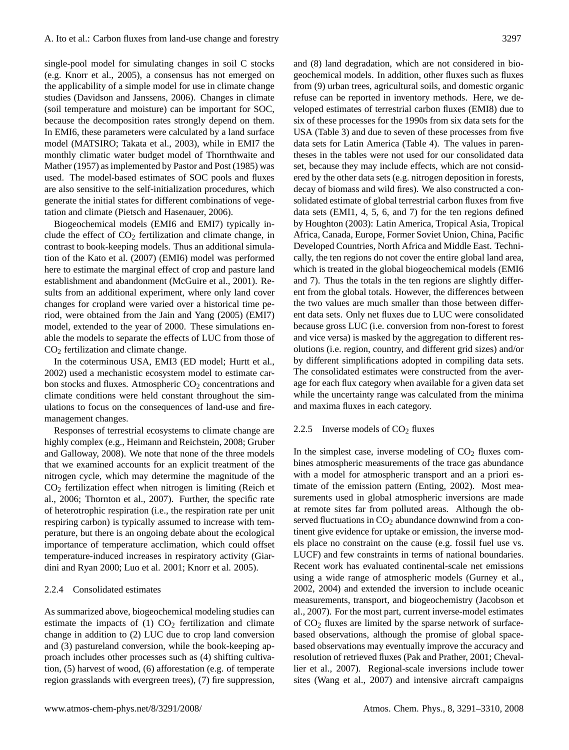single-pool model for simulating changes in soil C stocks (e.g. Knorr et al., 2005), a consensus has not emerged on the applicability of a simple model for use in climate change studies (Davidson and Janssens, 2006). Changes in climate (soil temperature and moisture) can be important for SOC, because the decomposition rates strongly depend on them. In EMI6, these parameters were calculated by a land surface model (MATSIRO; Takata et al., 2003), while in EMI7 the monthly climatic water budget model of Thornthwaite and Mather (1957) as implemented by Pastor and Post (1985) was used. The model-based estimates of SOC pools and fluxes are also sensitive to the self-initialization procedures, which generate the initial states for different combinations of vegetation and climate (Pietsch and Hasenauer, 2006).

Biogeochemical models (EMI6 and EMI7) typically include the effect of $CO_2$ fertilization and climate change, in contrast to book-keeping models. Thus an additional simulation of the Kato et al. (2007) (EMI6) model was performed here to estimate the marginal effect of crop and pasture land establishment and abandonment (McGuire et al., 2001). Results from an additional experiment, where only land cover changes for cropland were varied over a historical time period, were obtained from the Jain and Yang (2005) (EMI7) model, extended to the year of 2000. These simulations enable the models to separate the effects of LUC from those of $CO_2$ fertilization and climate change.

In the coterminous USA, EMI3 (ED model; Hurtt et al., 2002) used a mechanistic ecosystem model to estimate carbon stocks and fluxes. Atmospheric $CO_2$ concentrations and climate conditions were held constant throughout the simulations to focus on the consequences of land-use and fire-management changes.

Responses of terrestrial ecosystems to climate change are highly complex (e.g., Heimann and Reichstein, 2008; Gruber and Galloway, 2008). We note that none of the three models that we examined accounts for an explicit treatment of the nitrogen cycle, which may determine the magnitude of the $CO_2$ fertilization effect when nitrogen is limiting (Reich et al., 2006; Thornton et al., 2007). Further, the specific rate of heterotrophic respiration (i.e., the respiration rate per unit respiring carbon) is typically assumed to increase with temperature, but there is an ongoing debate about the ecological importance of temperature acclimation, which could offset temperature-induced increases in respiratory activity (Giardini and Ryan 2000; Luo et al. 2001; Knorr et al. 2005).

#### 2.2.4 Consolidated estimates

As summarized above, biogeochemical modeling studies can estimate the impacts of (1) $CO_2$ fertilization and climate change in addition to (2) LUC due to crop land conversion and (3) pastureland conversion, while the book-keeping approach includes other processes such as (4) shifting cultivation, (5) harvest of wood, (6) afforestation (e.g. of temperate region grasslands with evergreen trees), (7) fire suppression, and (8) land degradation, which are not considered in biogeochemical models. In addition, other fluxes such as fluxes from (9) urban trees, agricultural soils, and domestic organic refuse can be reported in inventory methods. Here, we developed estimates of terrestrial carbon fluxes (EMI8) due to six of these processes for the 1990s from six data sets for the USA (Table 3) and due to seven of these processes from five data sets for Latin America (Table 4). The values in parentheses in the tables were not used for our consolidated data set, because they may include effects, which are not considered by the other data sets (e.g. nitrogen deposition in forests, decay of biomass and wild fires). We also constructed a consolidated estimate of global terrestrial carbon fluxes from five data sets (EMI1, 4, 5, 6, and 7) for the ten regions defined by Houghton (2003): Latin America, Tropical Asia, Tropical Africa, Canada, Europe, Former Soviet Union, China, Pacific Developed Countries, North Africa and Middle East. Technically, the ten regions do not cover the entire global land area, which is treated in the global biogeochemical models (EMI6 and 7). Thus the totals in the ten regions are slightly different from the global totals. However, the differences between the two values are much smaller than those between different data sets. Only net fluxes due to LUC were consolidated because gross LUC (i.e. conversion from non-forest to forest and vice versa) is masked by the aggregation to different resolutions (i.e. region, country, and different grid sizes) and/or by different simplifications adopted in compiling data sets. The consolidated estimates were constructed from the average for each flux category when available for a given data set while the uncertainty range was calculated from the minima and maxima fluxes in each category.

#### 2.2.5 Inverse models of $CO_2$ fluxes

In the simplest case, inverse modeling of $CO_2$ fluxes combines atmospheric measurements of the trace gas abundance with a model for atmospheric transport and an a priori estimate of the emission pattern (Enting, 2002). Most measurements used in global atmospheric inversions are made at remote sites far from polluted areas. Although the observed fluctuations in $CO_2$ abundance downwind from a continent give evidence for uptake or emission, the inverse models place no constraint on the cause (e.g. fossil fuel use vs. LUCF) and few constraints in terms of national boundaries. Recent work has evaluated continental-scale net emissions using a wide range of atmospheric models (Gurney et al., 2002, 2004) and extended the inversion to include oceanic measurements, transport, and biogeochemistry (Jacobson et al., 2007). For the most part, current inverse-model estimates of $CO_2$ fluxes are limited by the sparse network of surface-based observations, although the promise of global space-based observations may eventually improve the accuracy and resolution of retrieved fluxes (Pak and Prather, 2001; Chevallier et al., 2007). Regional-scale inversions include tower sites (Wang et al., 2007) and intensive aircraft campaigns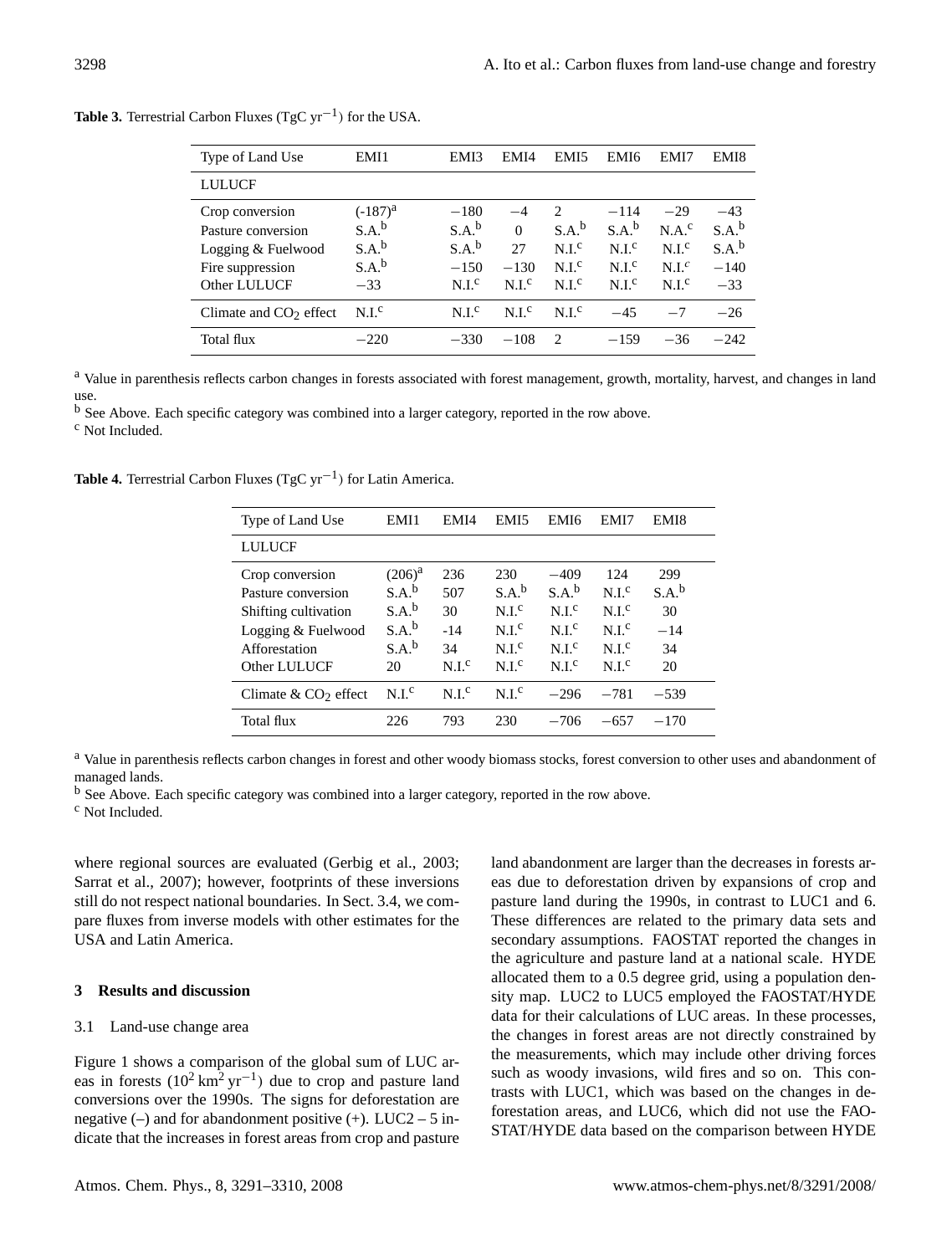**Table 3.** Terrestrial Carbon Fluxes ($TgC\ yr^{-1}$) for the USA.

| Type of Land Use | EMI1 | EMI3 | EMI4 | EMI5 | EMI6 | EMI7 | EMI8 |
|---|---|---|---|---|---|---|---|
| LULUCF | | | | | | | |
| Crop conversion | (-187)[a] | −180 | −4 | 2 | −114 | −29 | −43 |
| Pasture conversion | S.A.[b] | S.A.[b] | 0 | S.A.[b] | S.A.[b] | N.A.[c] | S.A.[b] |
| Logging & Fuelwood | S.A.[b] | S.A.[b] | 27 | N.I.[c] | N.I.[c] | N.I.[c] | S.A.[b] |
| Fire suppression | S.A.[b] | −150 | −130 | N.I.[c] | N.I.[c] | N.I.[c] | −140 |
| Other LULUCF | −33 | N.I.[c] | N.I.[c] | N.I.[c] | N.I.[c] | N.I.[c] | −33 |
| Climate and $CO_2$ effect | N.I.[c] | N.I.[c] | N.I.[c] | N.I.[c] | −45 | −7 | −26 |
| Total flux | −220 | −330 | −108 | 2 | −159 | −36 | −242 |

[a] Value in parenthesis reflects carbon changes in forests associated with forest management, growth, mortality, harvest, and changes in land use.
[b] See Above. Each specific category was combined into a larger category, reported in the row above.
[c] Not Included.

**Table 4.** Terrestrial Carbon Fluxes ($TgC\ yr^{-1}$) for Latin America.

| Type of Land Use | EMI1 | EMI4 | EMI5 | EMI6 | EMI7 | EMI8 |
|---|---|---|---|---|---|---|
| LULUCF | | | | | | |
| Crop conversion | (206)[a] | 236 | 230 | −409 | 124 | 299 |
| Pasture conversion | S.A.[b] | 507 | S.A.[b] | S.A.[b] | N.I.[c] | S.A.[b] |
| Shifting cultivation | S.A.[b] | 30 | N.I.[c] | N.I.[c] | N.I.[c] | 30 |
| Logging & Fuelwood | S.A.[b] | -14 | N.I.[c] | N.I.[c] | N.I.[c] | −14 |
| Afforestation | S.A.[b] | 34 | N.I.[c] | N.I.[c] | N.I.[c] | 34 |
| Other LULUCF | 20 | N.I.[c] | N.I.[c] | N.I.[c] | N.I.[c] | 20 |
| Climate & $CO_2$ effect | N.I.[c] | N.I.[c] | N.I.[c] | −296 | −781 | −539 |
| Total flux | 226 | 793 | 230 | −706 | −657 | −170 |

[a] Value in parenthesis reflects carbon changes in forest and other woody biomass stocks, forest conversion to other uses and abandonment of managed lands.
[b] See Above. Each specific category was combined into a larger category, reported in the row above.
[c] Not Included.

where regional sources are evaluated (Gerbig et al., 2003; Sarrat et al., 2007); however, footprints of these inversions still do not respect national boundaries. In Sect. 3.4, we compare fluxes from inverse models with other estimates for the USA and Latin America.

## 3 Results and discussion

### 3.1 Land-use change area

Figure 1 shows a comparison of the global sum of LUC areas in forests ($10^2\ km^2\ yr^{-1}$) due to crop and pasture land conversions over the 1990s. The signs for deforestation are negative (–) and for abandonment positive (+). LUC2 – 5 indicate that the increases in forest areas from crop and pasture land abandonment are larger than the decreases in forests areas due to deforestation driven by expansions of crop and pasture land during the 1990s, in contrast to LUC1 and 6. These differences are related to the primary data sets and secondary assumptions. FAOSTAT reported the changes in the agriculture and pasture land at a national scale. HYDE allocated them to a 0.5 degree grid, using a population density map. LUC2 to LUC5 employed the FAOSTAT/HYDE data for their calculations of LUC areas. In these processes, the changes in forest areas are not directly constrained by the measurements, which may include other driving forces such as woody invasions, wild fires and so on. This contrasts with LUC1, which was based on the changes in deforestation areas, and LUC6, which did not use the FAOSTAT/HYDE data based on the comparison between HYDE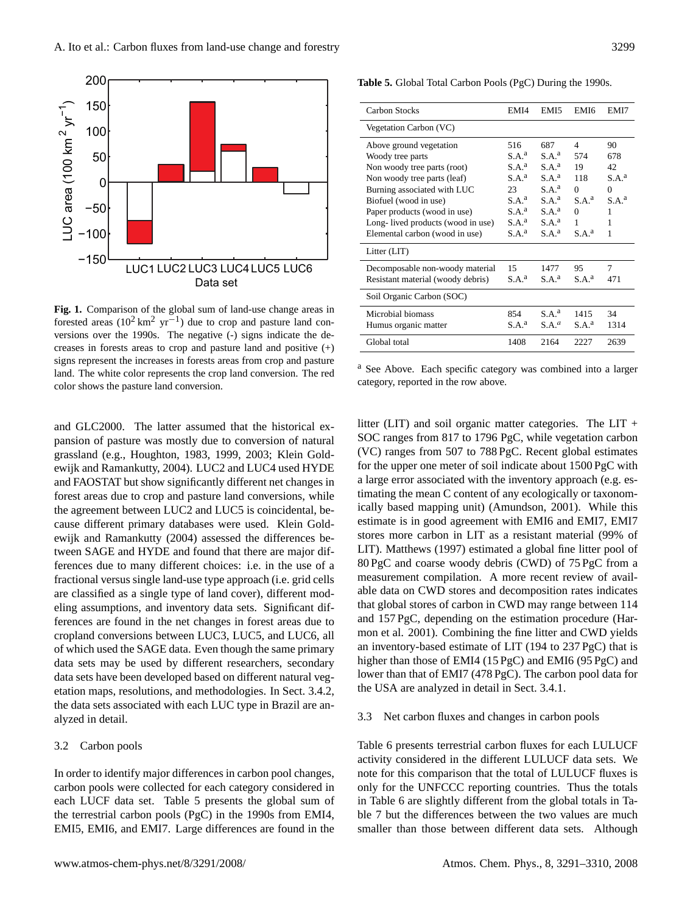**Fig. 1.** Comparison of the global sum of land-use change areas in forested areas ($10^2$ km$^2$ yr$^{-1}$) due to crop and pasture land conversions over the 1990s. The negative (-) signs indicate the decreases in forests areas to crop and pasture land and positive (+) signs represent the increases in forests areas from crop and pasture land. The white color represents the crop land conversion. The red color shows the pasture land conversion.

and GLC2000. The latter assumed that the historical expansion of pasture was mostly due to conversion of natural grassland (e.g., Houghton, 1983, 1999, 2003; Klein Goldewijk and Ramankutty, 2004). LUC2 and LUC4 used HYDE and FAOSTAT but show significantly different net changes in forest areas due to crop and pasture land conversions, while the agreement between LUC2 and LUC5 is coincidental, because different primary databases were used. Klein Goldewijk and Ramankutty (2004) assessed the differences between SAGE and HYDE and found that there are major differences due to many different choices: i.e. in the use of a fractional versus single land-use type approach (i.e. grid cells are classified as a single type of land cover), different modeling assumptions, and inventory data sets. Significant differences are found in the net changes in forest areas due to cropland conversions between LUC3, LUC5, and LUC6, all of which used the SAGE data. Even though the same primary data sets may be used by different researchers, secondary data sets have been developed based on different natural vegetation maps, resolutions, and methodologies. In Sect. 3.4.2, the data sets associated with each LUC type in Brazil are analyzed in detail.

### 3.2 Carbon pools

In order to identify major differences in carbon pool changes, carbon pools were collected for each category considered in each LUCF data set. Table 5 presents the global sum of the terrestrial carbon pools (PgC) in the 1990s from EMI4, EMI5, EMI6, and EMI7. Large differences are found in the litter (LIT) and soil organic matter categories. The LIT + SOC ranges from 817 to 1796 PgC, while vegetation carbon (VC) ranges from 507 to 788 PgC. Recent global estimates for the upper one meter of soil indicate about 1500 PgC with a large error associated with the inventory approach (e.g. estimating the mean C content of any ecologically or taxonomically based mapping unit) (Amundson, 2001). While this estimate is in good agreement with EMI6 and EMI7, EMI7 stores more carbon in LIT as a resistant material (99% of LIT). Matthews (1997) estimated a global fine litter pool of 80 PgC and coarse woody debris (CWD) of 75 PgC from a measurement compilation. A more recent review of available data on CWD stores and decomposition rates indicates that global stores of carbon in CWD may range between 114 and 157 PgC, depending on the estimation procedure (Harmon et al. 2001). Combining the fine litter and CWD yields an inventory-based estimate of LIT (194 to 237 PgC) that is higher than those of EMI4 (15 PgC) and EMI6 (95 PgC) and lower than that of EMI7 (478 PgC). The carbon pool data for the USA are analyzed in detail in Sect. 3.4.1.

**Table 5.** Global Total Carbon Pools (PgC) During the 1990s.

| Carbon Stocks | EMI4 | EMI5 | EMI6 | EMI7 |
|---|---|---|---|---|
| Vegetation Carbon (VC) | | | | |
| Above ground vegetation | 516 | 687 | 4 | 90 |
| Woody tree parts | S.A.[a] | S.A.[a] | 574 | 678 |
| Non woody tree parts (root) | S.A.[a] | S.A.[a] | 19 | 42 |
| Non woody tree parts (leaf) | S.A.[a] | S.A.[a] | 118 | S.A.[a] |
| Burning associated with LUC | 23 | S.A.[a] | 0 | 0 |
| Biofuel (wood in use) | S.A.[a] | S.A.[a] | S.A.[a] | S.A.[a] |
| Paper products (wood in use) | S.A.[a] | S.A.[a] | 0 | 1 |
| Long- lived products (wood in use) | S.A.[a] | S.A.[a] | 1 | 1 |
| Elemental carbon (wood in use) | S.A.[a] | S.A.[a] | S.A.[a] | 1 |
| Litter (LIT) | | | | |
| Decomposable non-woody material | 15 | 1477 | 95 | 7 |
| Resistant material (woody debris) | S.A.[a] | S.A.[a] | S.A.[a] | 471 |
| Soil Organic Carbon (SOC) | | | | |
| Microbial biomass | 854 | S.A.[a] | 1415 | 34 |
| Humus organic matter | S.A.[a] | S.A.[a] | S.A.[a] | 1314 |
| Global total | 1408 | 2164 | 2227 | 2639 |

[a] See Above. Each specific category was combined into a larger category, reported in the row above.

### 3.3 Net carbon fluxes and changes in carbon pools

Table 6 presents terrestrial carbon fluxes for each LULUCF activity considered in the different LULUCF data sets. We note for this comparison that the total of LULUCF fluxes is only for the UNFCCC reporting countries. Thus the totals in Table 6 are slightly different from the global totals in Table 7 but the differences between the two values are much smaller than those between different data sets. Although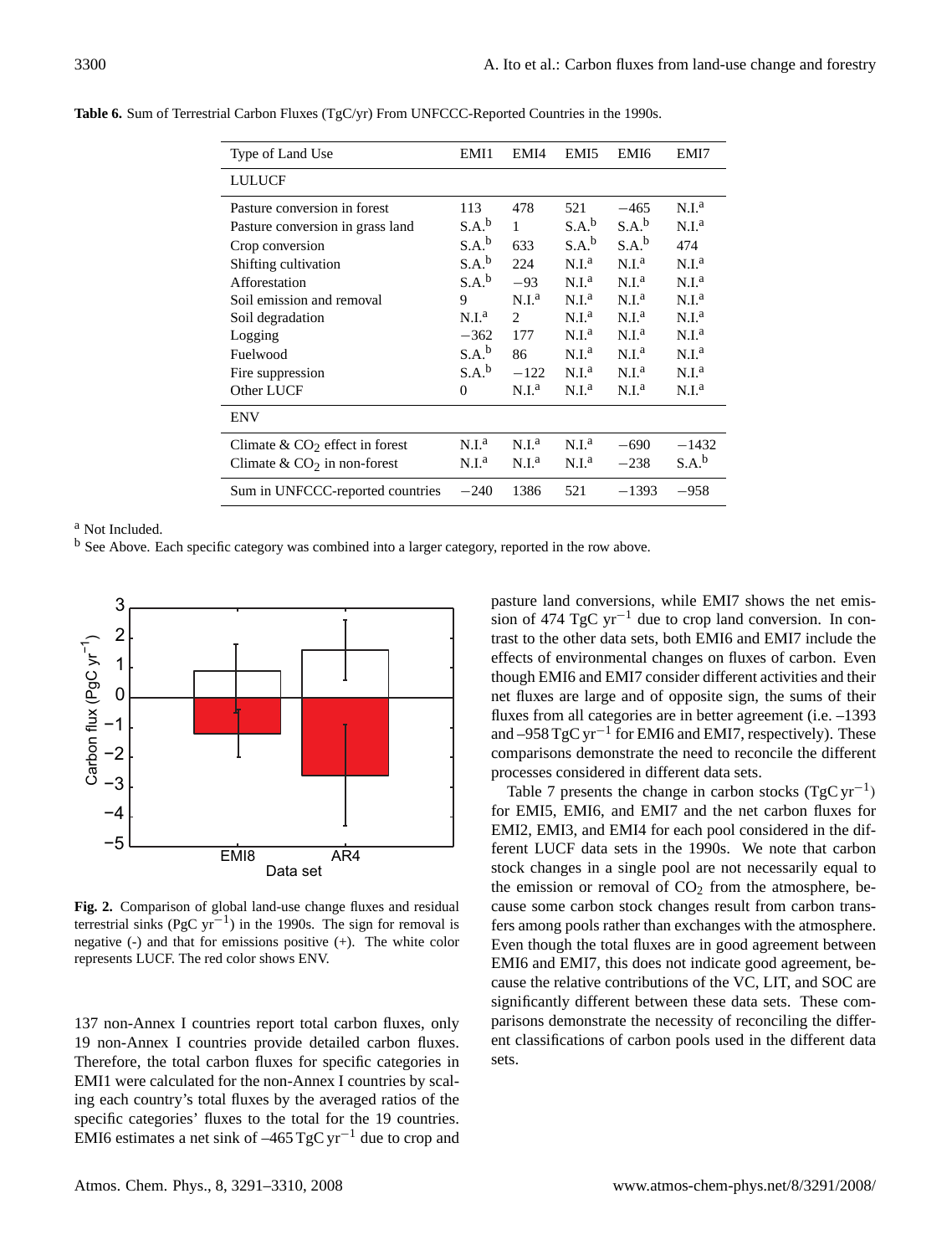**Table 6.** Sum of Terrestrial Carbon Fluxes (TgC/yr) From UNFCCC-Reported Countries in the 1990s.

| Type of Land Use | EMI1 | EMI4 | EMI5 | EMI6 | EMI7 |
|---|---|---|---|---|---|
| LULUCF | | | | | |
| Pasture conversion in forest | 113 | 478 | 521 | −465 | N.I.[a] |
| Pasture conversion in grass land | S.A.[b] | 1 | S.A.[b] | S.A.[b] | N.I.[a] |
| Crop conversion | S.A.[b] | 633 | S.A.[b] | S.A.[b] | 474 |
| Shifting cultivation | S.A.[b] | 224 | N.I.[a] | N.I.[a] | N.I.[a] |
| Afforestation | S.A.[b] | −93 | N.I.[a] | N.I.[a] | N.I.[a] |
| Soil emission and removal | 9 | N.I.[a] | N.I.[a] | N.I.[a] | N.I.[a] |
| Soil degradation | N.I.[a] | 2 | N.I.[a] | N.I.[a] | N.I.[a] |
| Logging | −362 | 177 | N.I.[a] | N.I.[a] | N.I.[a] |
| Fuelwood | S.A.[b] | 86 | N.I.[a] | N.I.[a] | N.I.[a] |
| Fire suppression | S.A.[b] | −122 | N.I.[a] | N.I.[a] | N.I.[a] |
| Other LUCF | 0 | N.I.[a] | N.I.[a] | N.I.[a] | N.I.[a] |
| ENV | | | | | |
| Climate & $CO_2$ effect in forest | N.I.[a] | N.I.[a] | N.I.[a] | −690 | −1432 |
| Climate & $CO_2$ in non-forest | N.I.[a] | N.I.[a] | N.I.[a] | −238 | S.A.[b] |
| Sum in UNFCCC-reported countries | −240 | 1386 | 521 | −1393 | −958 |

[a] Not Included.

[b] See Above. Each specific category was combined into a larger category, reported in the row above.

**Fig. 2.** Comparison of global land-use change fluxes and residual terrestrial sinks (PgC $yr^{-1}$) in the 1990s. The sign for removal is negative (-) and that for emissions positive (+). The white color represents LUCF. The red color shows ENV.

137 non-Annex I countries report total carbon fluxes, only 19 non-Annex I countries provide detailed carbon fluxes. Therefore, the total carbon fluxes for specific categories in EMI1 were calculated for the non-Annex I countries by scaling each country's total fluxes by the averaged ratios of the specific categories' fluxes to the total for the 19 countries. EMI6 estimates a net sink of –465 TgC $yr^{-1}$ due to crop and pasture land conversions, while EMI7 shows the net emission of 474 TgC $yr^{-1}$ due to crop land conversion. In contrast to the other data sets, both EMI6 and EMI7 include the effects of environmental changes on fluxes of carbon. Even though EMI6 and EMI7 consider different activities and their net fluxes are large and of opposite sign, the sums of their fluxes from all categories are in better agreement (i.e. –1393 and –958 TgC $yr^{-1}$ for EMI6 and EMI7, respectively). These comparisons demonstrate the need to reconcile the different processes considered in different data sets.

Table 7 presents the change in carbon stocks (TgC $yr^{-1}$) for EMI5, EMI6, and EMI7 and the net carbon fluxes for EMI2, EMI3, and EMI4 for each pool considered in the different LUCF data sets in the 1990s. We note that carbon stock changes in a single pool are not necessarily equal to the emission or removal of $CO_2$ from the atmosphere, because some carbon stock changes result from carbon transfers among pools rather than exchanges with the atmosphere. Even though the total fluxes are in good agreement between EMI6 and EMI7, this does not indicate good agreement, because the relative contributions of the VC, LIT, and SOC are significantly different between these data sets. These comparisons demonstrate the necessity of reconciling the different classifications of carbon pools used in the different data sets.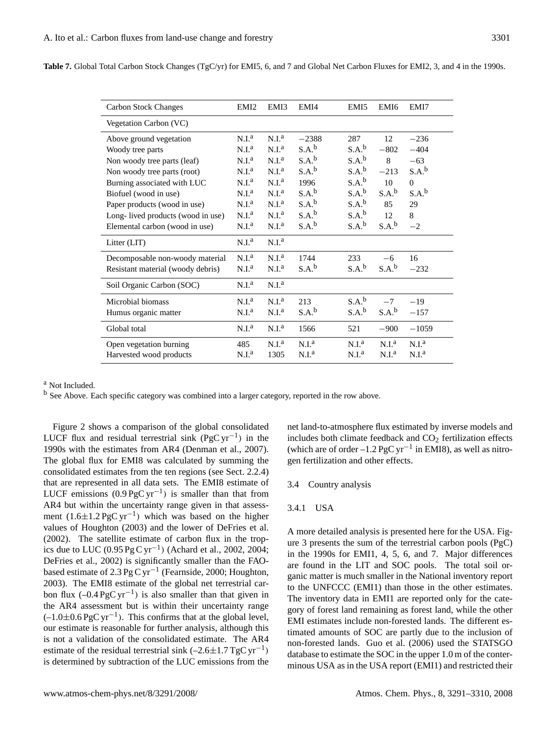**Table 7.** Global Total Carbon Stock Changes (TgC/yr) for EMI5, 6, and 7 and Global Net Carbon Fluxes for EMI2, 3, and 4 in the 1990s.

| Carbon Stock Changes | EMI2 | EMI3 | EMI4 | EMI5 | EMI6 | EMI7 |
|---|---|---|---|---|---|---|
| Vegetation Carbon (VC) | | | | | | |
| Above ground vegetation | N.I.[a] | N.I.[a] | −2388 | 287 | 12 | −236 |
| Woody tree parts | N.I.[a] | N.I.[a] | S.A.[b] | S.A.[b] | −802 | −404 |
| Non woody tree parts (leaf) | N.I.[a] | N.I.[a] | S.A.[b] | S.A.[b] | 8 | −63 |
| Non woody tree parts (root) | N.I.[a] | N.I.[a] | S.A.[b] | S.A.[b] | −213 | S.A.[b] |
| Burning associated with LUC | N.I.[a] | N.I.[a] | 1996 | S.A.[b] | 10 | 0 |
| Biofuel (wood in use) | N.I.[a] | N.I.[a] | S.A.[b] | S.A.[b] | S.A.[b] | S.A.[b] |
| Paper products (wood in use) | N.I.[a] | N.I.[a] | S.A.[b] | S.A.[b] | 85 | 29 |
| Long- lived products (wood in use) | N.I.[a] | N.I.[a] | S.A.[b] | S.A.[b] | 12 | 8 |
| Elemental carbon (wood in use) | N.I.[a] | N.I.[a] | S.A.[b] | S.A.[b] | S.A.[b] | −2 |
| Litter (LIT) | N.I.[a] | N.I.[a] | | | | |
| Decomposable non-woody material | N.I.[a] | N.I.[a] | 1744 | 233 | −6 | 16 |
| Resistant material (woody debris) | N.I.[a] | N.I.[a] | S.A.[b] | S.A.[b] | S.A.[b] | −232 |
| Soil Organic Carbon (SOC) | N.I.[a] | N.I.[a] | | | | |
| Microbial biomass | N.I.[a] | N.I.[a] | 213 | S.A.[b] | −7 | −19 |
| Humus organic matter | N.I.[a] | N.I.[a] | S.A.[b] | S.A.[b] | S.A.[b] | −157 |
| Global total | N.I.[a] | N.I.[a] | 1566 | 521 | −900 | −1059 |
| Open vegetation burning | 485 | N.I.[a] | N.I.[a] | N.I.[a] | N.I.[a] | N.I.[a] |
| Harvested wood products | N.I.[a] | 1305 | N.I.[a] | N.I.[a] | N.I.[a] | N.I.[a] |

[a] Not Included.
[b] See Above. Each specific category was combined into a larger category, reported in the row above.

Figure 2 shows a comparison of the global consolidated LUCF flux and residual terrestrial sink ($\mathrm{PgC\,yr^{-1}}$) in the 1990s with the estimates from AR4 (Denman et al., 2007). The global flux for EMI8 was calculated by summing the consolidated estimates from the ten regions (see Sect. 2.2.4) that are represented in all data sets. The EMI8 estimate of LUCF emissions ($0.9\,\mathrm{PgC\,yr^{-1}}$) is smaller than that from AR4 but within the uncertainty range given in that assessment ($1.6\pm1.2\,\mathrm{PgC\,yr^{-1}}$) which was based on the higher values of Houghton (2003) and the lower of DeFries et al. (2002). The satellite estimate of carbon flux in the tropics due to LUC ($0.95\,\mathrm{Pg\,C\,yr^{-1}}$) (Achard et al., 2002, 2004; DeFries et al., 2002) is significantly smaller than the FAO-based estimate of $2.3\,\mathrm{Pg\,C\,yr^{-1}}$ (Fearnside, 2000; Houghton, 2003). The EMI8 estimate of the global net terrestrial carbon flux ($-0.4\,\mathrm{PgC\,yr^{-1}}$) is also smaller than that given in the AR4 assessment but is within their uncertainty range ($-1.0\pm0.6\,\mathrm{PgC\,yr^{-1}}$). This confirms that at the global level, our estimate is reasonable for further analysis, although this is not a validation of the consolidated estimate. The AR4 estimate of the residual terrestrial sink ($-2.6\pm1.7\,\mathrm{TgC\,yr^{-1}}$) is determined by subtraction of the LUC emissions from the net land-to-atmosphere flux estimated by inverse models and includes both climate feedback and $CO_2$ fertilization effects (which are of order $-1.2\,\mathrm{PgC\,yr^{-1}}$ in EMI8), as well as nitrogen fertilization and other effects.

### 3.4 Country analysis

#### 3.4.1 USA

A more detailed analysis is presented here for the USA. Figure 3 presents the sum of the terrestrial carbon pools (PgC) in the 1990s for EMI1, 4, 5, 6, and 7. Major differences are found in the LIT and SOC pools. The total soil organic matter is much smaller in the National inventory report to the UNFCCC (EMI1) than those in the other estimates. The inventory data in EMI1 are reported only for the category of forest land remaining as forest land, while the other EMI estimates include non-forested lands. The different estimated amounts of SOC are partly due to the inclusion of non-forested lands. Guo et al. (2006) used the STATSGO database to estimate the SOC in the upper 1.0 m of the conterminous USA as in the USA report (EMI1) and restricted their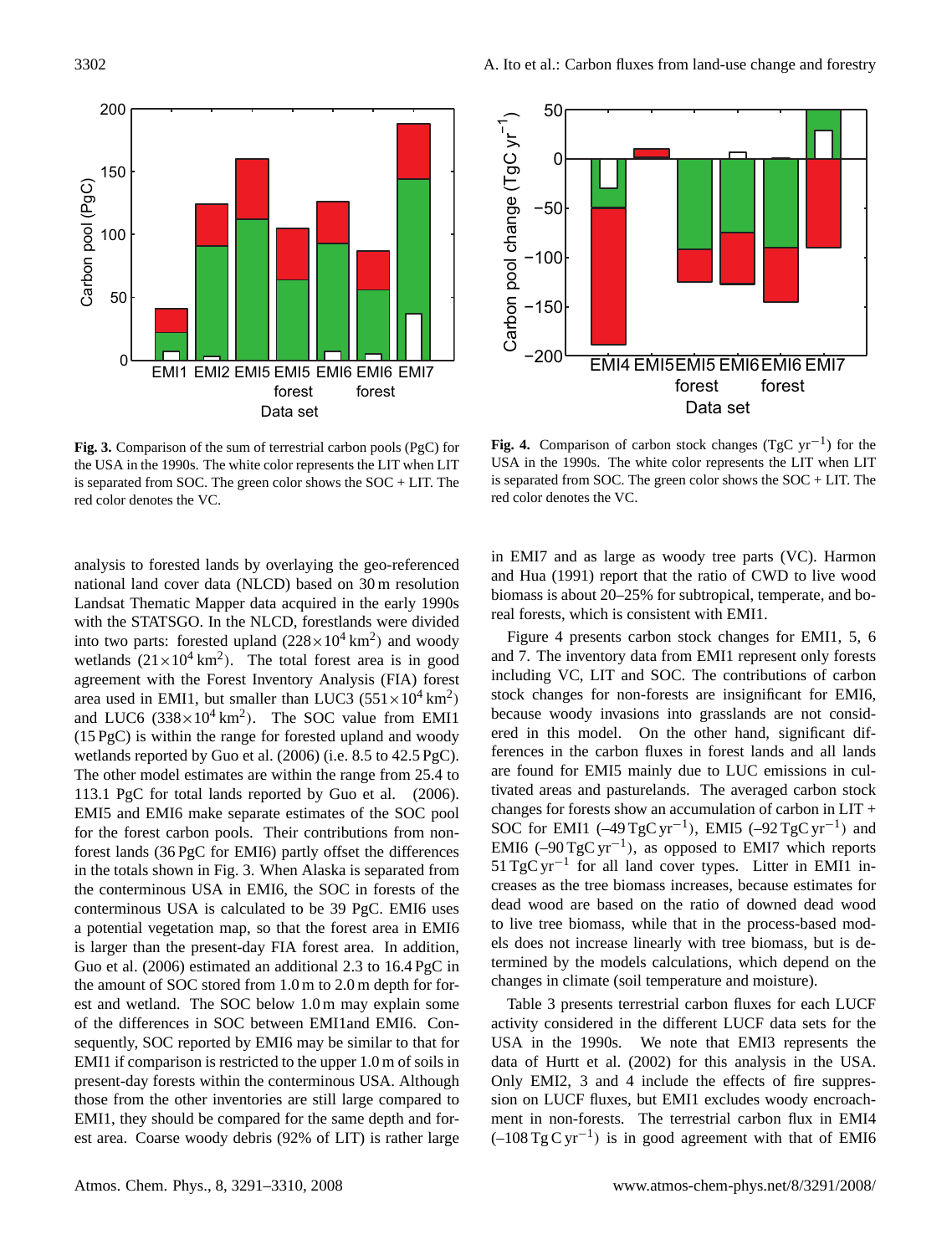**Fig. 3.** Comparison of the sum of terrestrial carbon pools (PgC) for the USA in the 1990s. The white color represents the LIT when LIT is separated from SOC. The green color shows the SOC + LIT. The red color denotes the VC.

**Fig. 4.** Comparison of carbon stock changes (TgC $yr^{-1}$) for the USA in the 1990s. The white color represents the LIT when LIT is separated from SOC. The green color shows the SOC + LIT. The red color denotes the VC.

analysis to forested lands by overlaying the geo-referenced national land cover data (NLCD) based on 30 m resolution Landsat Thematic Mapper data acquired in the early 1990s with the STATSGO. In the NLCD, forestlands were divided into two parts: forested upland ($228 \times 10^4$ $km^2$) and woody wetlands ($21 \times 10^4$ $km^2$). The total forest area is in good agreement with the Forest Inventory Analysis (FIA) forest area used in EMI1, but smaller than LUC3 ($551 \times 10^4$ $km^2$) and LUC6 ($338 \times 10^4$ $km^2$). The SOC value from EMI1 (15 PgC) is within the range for forested upland and woody wetlands reported by Guo et al. (2006) (i.e. 8.5 to 42.5 PgC). The other model estimates are within the range from 25.4 to 113.1 PgC for total lands reported by Guo et al. (2006). EMI5 and EMI6 make separate estimates of the SOC pool for the forest carbon pools. Their contributions from non-forest lands (36 PgC for EMI6) partly offset the differences in the totals shown in Fig. 3. When Alaska is separated from the conterminous USA in EMI6, the SOC in forests of the conterminous USA is calculated to be 39 PgC. EMI6 uses a potential vegetation map, so that the forest area in EMI6 is larger than the present-day FIA forest area. In addition, Guo et al. (2006) estimated an additional 2.3 to 16.4 PgC in the amount of SOC stored from 1.0 m to 2.0 m depth for forest and wetland. The SOC below 1.0 m may explain some of the differences in SOC between EMI1and EMI6. Consequently, SOC reported by EMI6 may be similar to that for EMI1 if comparison is restricted to the upper 1.0 m of soils in present-day forests within the conterminous USA. Although those from the other inventories are still large compared to EMI1, they should be compared for the same depth and forest area. Coarse woody debris (92% of LIT) is rather large in EMI7 and as large as woody tree parts (VC). Harmon and Hua (1991) report that the ratio of CWD to live wood biomass is about 20–25% for subtropical, temperate, and boreal forests, which is consistent with EMI1.

Figure 4 presents carbon stock changes for EMI1, 5, 6 and 7. The inventory data from EMI1 represent only forests including VC, LIT and SOC. The contributions of carbon stock changes for non-forests are insignificant for EMI6, because woody invasions into grasslands are not considered in this model. On the other hand, significant differences in the carbon fluxes in forest lands and all lands are found for EMI5 mainly due to LUC emissions in cultivated areas and pasturelands. The averaged carbon stock changes for forests show an accumulation of carbon in LIT + SOC for EMI1 (–49 TgC $yr^{-1}$), EMI5 (–92 TgC $yr^{-1}$) and EMI6 (–90 TgC $yr^{-1}$), as opposed to EMI7 which reports 51 TgC $yr^{-1}$ for all land cover types. Litter in EMI1 increases as the tree biomass increases, because estimates for dead wood are based on the ratio of downed dead wood to live tree biomass, while that in the process-based models does not increase linearly with tree biomass, but is determined by the models calculations, which depend on the changes in climate (soil temperature and moisture).

Table 3 presents terrestrial carbon fluxes for each LUCF activity considered in the different LUCF data sets for the USA in the 1990s. We note that EMI3 represents the data of Hurtt et al. (2002) for this analysis in the USA. Only EMI2, 3 and 4 include the effects of fire suppression on LUCF fluxes, but EMI1 excludes woody encroachment in non-forests. The terrestrial carbon flux in EMI4 (–108 Tg C $yr^{-1}$) is in good agreement with that of EMI6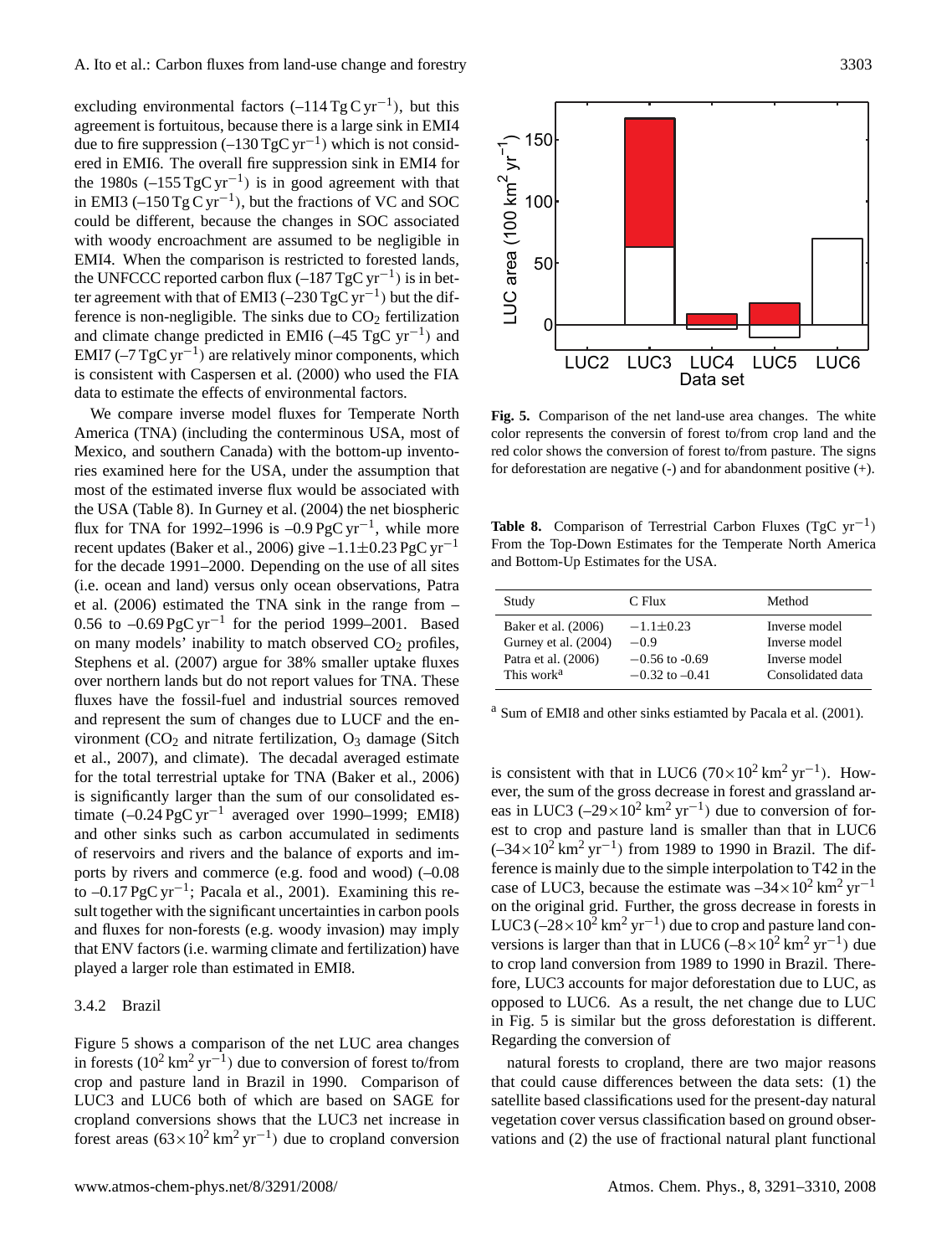excluding environmental factors (–114 Tg C yr$^{-1}$), but this agreement is fortuitous, because there is a large sink in EMI4 due to fire suppression (–130 TgC yr$^{-1}$) which is not considered in EMI6. The overall fire suppression sink in EMI4 for the 1980s (–155 TgC yr$^{-1}$) is in good agreement with that in EMI3 (–150 Tg C yr$^{-1}$), but the fractions of VC and SOC could be different, because the changes in SOC associated with woody encroachment are assumed to be negligible in EMI4. When the comparison is restricted to forested lands, the UNFCCC reported carbon flux (–187 TgC yr$^{-1}$) is in better agreement with that of EMI3 (–230 TgC yr$^{-1}$) but the difference is non-negligible. The sinks due to $CO_2$ fertilization and climate change predicted in EMI6 (–45 TgC yr$^{-1}$) and EMI7 (–7 TgC yr$^{-1}$) are relatively minor components, which is consistent with Caspersen et al. (2000) who used the FIA data to estimate the effects of environmental factors.

We compare inverse model fluxes for Temperate North America (TNA) (including the conterminous USA, most of Mexico, and southern Canada) with the bottom-up inventories examined here for the USA, under the assumption that most of the estimated inverse flux would be associated with the USA (Table 8). In Gurney et al. (2004) the net biospheric flux for TNA for 1992–1996 is –0.9 PgC yr$^{-1}$, while more recent updates (Baker et al., 2006) give –1.1±0.23 PgC yr$^{-1}$ for the decade 1991–2000. Depending on the use of all sites (i.e. ocean and land) versus only ocean observations, Patra et al. (2006) estimated the TNA sink in the range from –0.56 to –0.69 PgC yr$^{-1}$ for the period 1999–2001. Based on many models' inability to match observed $CO_2$ profiles, Stephens et al. (2007) argue for 38% smaller uptake fluxes over northern lands but do not report values for TNA. These fluxes have the fossil-fuel and industrial sources removed and represent the sum of changes due to LUCF and the environment ($CO_2$ and nitrate fertilization, $O_3$ damage (Sitch et al., 2007), and climate). The decadal averaged estimate for the total terrestrial uptake for TNA (Baker et al., 2006) is significantly larger than the sum of our consolidated estimate (–0.24 PgC yr$^{-1}$ averaged over 1990–1999; EMI8) and other sinks such as carbon accumulated in sediments of reservoirs and rivers and the balance of exports and imports by rivers and commerce (e.g. food and wood) (–0.08 to –0.17 PgC yr$^{-1}$; Pacala et al., 2001). Examining this result together with the significant uncertainties in carbon pools and fluxes for non-forests (e.g. woody invasion) may imply that ENV factors (i.e. warming climate and fertilization) have played a larger role than estimated in EMI8.

### 3.4.2 Brazil

Figure 5 shows a comparison of the net LUC area changes in forests ($10^2$ km$^2$ yr$^{-1}$) due to conversion of forest to/from crop and pasture land in Brazil in 1990. Comparison of LUC3 and LUC6 both of which are based on SAGE for cropland conversions shows that the LUC3 net increase in forest areas ($63\times10^2$ km$^2$ yr$^{-1}$) due to cropland conversion is consistent with that in LUC6 ($70\times10^2$ km$^2$ yr$^{-1}$). However, the sum of the gross decrease in forest and grassland areas in LUC3 ($-29\times10^2$ km$^2$ yr$^{-1}$) due to conversion of forest to crop and pasture land is smaller than that in LUC6 ($-34\times10^2$ km$^2$ yr$^{-1}$) from 1989 to 1990 in Brazil. The difference is mainly due to the simple interpolation to T42 in the case of LUC3, because the estimate was $-34\times10^2$ km$^2$ yr$^{-1}$ on the original grid. Further, the gross decrease in forests in LUC3 ($-28\times10^2$ km$^2$ yr$^{-1}$) due to crop and pasture land conversions is larger than that in LUC6 ($-8\times10^2$ km$^2$ yr$^{-1}$) due to crop land conversion from 1989 to 1990 in Brazil. Therefore, LUC3 accounts for major deforestation due to LUC, as opposed to LUC6. As a result, the net change due to LUC in Fig. 5 is similar but the gross deforestation is different. Regarding the conversion of natural forests to cropland, there are two major reasons that could cause differences between the data sets: (1) the satellite based classifications used for the present-day natural vegetation cover versus classification based on ground observations and (2) the use of fractional natural plant functional

**Fig. 5.** Comparison of the net land-use area changes. The white color represents the conversin of forest to/from crop land and the red color shows the conversion of forest to/from pasture. The signs for deforestation are negative (-) and for abandonment positive (+).

**Table 8.** Comparison of Terrestrial Carbon Fluxes (TgC yr$^{-1}$) From the Top-Down Estimates for the Temperate North America and Bottom-Up Estimates for the USA.

| Study | C Flux | Method |
|---|---|---|
| Baker et al. (2006) | −1.1±0.23 | Inverse model |
| Gurney et al. (2004) | −0.9 | Inverse model |
| Patra et al. (2006) | −0.56 to -0.69 | Inverse model |
| This work[a] | −0.32 to −0.41 | Consolidated data |

[a] Sum of EMI8 and other sinks estiamted by Pacala et al. (2001).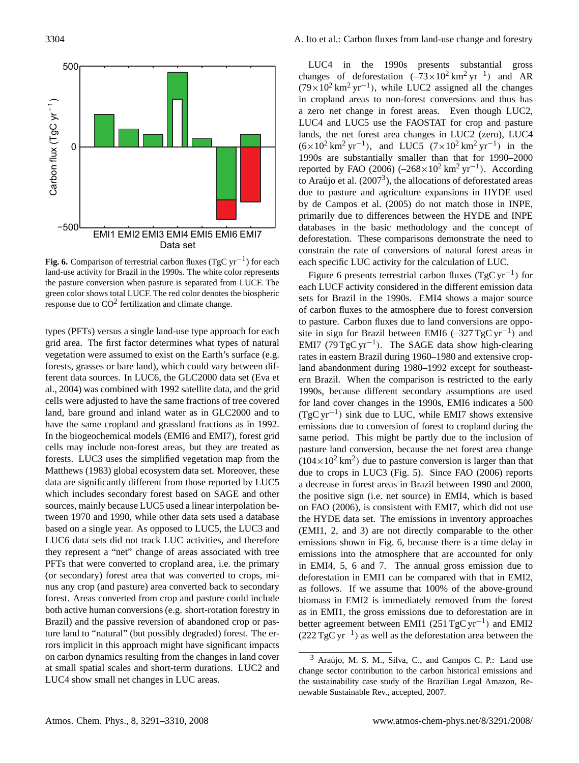**Fig. 6.** Comparison of terrestrial carbon fluxes (TgC $yr^{-1}$) for each land-use activity for Brazil in the 1990s. The white color represents the pasture conversion when pasture is separated from LUCF. The green color shows total LUCF. The red color denotes the biospheric response due to $CO^2$ fertilization and climate change.

types (PFTs) versus a single land-use type approach for each grid area. The first factor determines what types of natural vegetation were assumed to exist on the Earth's surface (e.g. forests, grasses or bare land), which could vary between different data sources. In LUC6, the GLC2000 data set (Eva et al., 2004) was combined with 1992 satellite data, and the grid cells were adjusted to have the same fractions of tree covered land, bare ground and inland water as in GLC2000 and to have the same cropland and grassland fractions as in 1992. In the biogeochemical models (EMI6 and EMI7), forest grid cells may include non-forest areas, but they are treated as forests. LUC3 uses the simplified vegetation map from the Matthews (1983) global ecosystem data set. Moreover, these data are significantly different from those reported by LUC5 which includes secondary forest based on SAGE and other sources, mainly because LUC5 used a linear interpolation between 1970 and 1990, while other data sets used a database based on a single year. As opposed to LUC5, the LUC3 and LUC6 data sets did not track LUC activities, and therefore they represent a "net" change of areas associated with tree PFTs that were converted to cropland area, i.e. the primary (or secondary) forest area that was converted to crops, minus any crop (and pasture) area converted back to secondary forest. Areas converted from crop and pasture could include both active human conversions (e.g. short-rotation forestry in Brazil) and the passive reversion of abandoned crop or pasture land to "natural" (but possibly degraded) forest. The errors implicit in this approach might have significant impacts on carbon dynamics resulting from the changes in land cover at small spatial scales and short-term durations. LUC2 and LUC4 show small net changes in LUC areas.

LUC4 in the 1990s presents substantial gross changes of deforestation ($-73\times10^2\,km^2\,yr^{-1}$) and AR ($79\times10^2\,km^2\,yr^{-1}$), while LUC2 assigned all the changes in cropland areas to non-forest conversions and thus has a zero net change in forest areas. Even though LUC2, LUC4 and LUC5 use the FAOSTAT for crop and pasture lands, the net forest area changes in LUC2 (zero), LUC4 ($6\times10^2\,km^2\,yr^{-1}$), and LUC5 ($7\times10^2\,km^2\,yr^{-1}$) in the 1990s are substantially smaller than that for 1990–2000 reported by FAO (2006) ($-268\times10^2\,km^2\,yr^{-1}$). According to Araújo et al. (2007[3]), the allocations of deforestated areas due to pasture and agriculture expansions in HYDE used by de Campos et al. (2005) do not match those in INPE, primarily due to differences between the HYDE and INPE databases in the basic methodology and the concept of deforestation. These comparisons demonstrate the need to constrain the rate of conversions of natural forest areas in each specific LUC activity for the calculation of LUC.

Figure 6 presents terrestrial carbon fluxes (TgC $yr^{-1}$) for each LUCF activity considered in the different emission data sets for Brazil in the 1990s. EMI4 shows a major source of carbon fluxes to the atmosphere due to forest conversion to pasture. Carbon fluxes due to land conversions are opposite in sign for Brazil between EMI6 (–327 TgC $yr^{-1}$) and EMI7 (79 TgC $yr^{-1}$). The SAGE data show high-clearing rates in eastern Brazil during 1960–1980 and extensive cropland abandonment during 1980–1992 except for southeastern Brazil. When the comparison is restricted to the early 1990s, because different secondary assumptions are used for land cover changes in the 1990s, EMI6 indicates a 500 (TgC $yr^{-1}$) sink due to LUC, while EMI7 shows extensive emissions due to conversion of forest to cropland during the same period. This might be partly due to the inclusion of pasture land conversion, because the net forest area change ($104\times10^2\,km^2$) due to pasture conversion is larger than that due to crops in LUC3 (Fig. 5). Since FAO (2006) reports a decrease in forest areas in Brazil between 1990 and 2000, the positive sign (i.e. net source) in EMI4, which is based on FAO (2006), is consistent with EMI7, which did not use the HYDE data set. The emissions in inventory approaches (EMI1, 2, and 3) are not directly comparable to the other emissions shown in Fig. 6, because there is a time delay in emissions into the atmosphere that are accounted for only in EMI4, 5, 6 and 7. The annual gross emission due to deforestation in EMI1 can be compared with that in EMI2, as follows. If we assume that 100% of the above-ground biomass in EMI2 is immediately removed from the forest as in EMI1, the gross emissions due to deforestation are in better agreement between EMI1 (251 TgC $yr^{-1}$) and EMI2 (222 TgC $yr^{-1}$) as well as the deforestation area between the

[3] Araújo, M. S. M., Silva, C., and Campos C. P.: Land use change sector contribution to the carbon historical emissions and the sustainability case study of the Brazilian Legal Amazon, Renewable Sustainable Rev., accepted, 2007.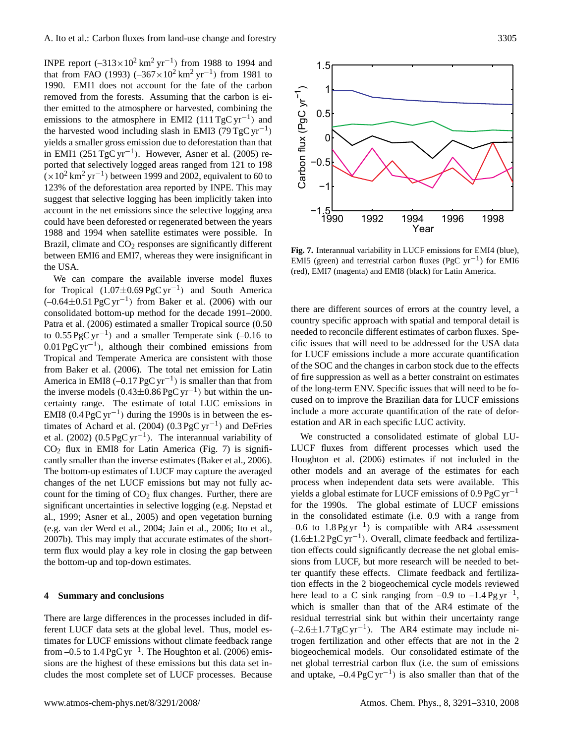INPE report ($-313\times10^2$ km$^2$ yr$^{-1}$) from 1988 to 1994 and that from FAO (1993) ($-367\times10^2$ km$^2$ yr$^{-1}$) from 1981 to 1990. EMI1 does not account for the fate of the carbon removed from the forests. Assuming that the carbon is either emitted to the atmosphere or harvested, combining the emissions to the atmosphere in EMI2 (111 TgC yr$^{-1}$) and the harvested wood including slash in EMI3 (79 TgC yr$^{-1}$) yields a smaller gross emission due to deforestation than that in EMI1 (251 TgC yr$^{-1}$). However, Asner et al. (2005) reported that selectively logged areas ranged from 121 to 198 ($\times10^2$ km$^2$ yr$^{-1}$) between 1999 and 2002, equivalent to 60 to 123% of the deforestation area reported by INPE. This may suggest that selective logging has been implicitly taken into account in the net emissions since the selective logging area could have been deforested or regenerated between the years 1988 and 1994 when satellite estimates were possible. In Brazil, climate and $CO_2$ responses are significantly different between EMI6 and EMI7, whereas they were insignificant in the USA.

We can compare the available inverse model fluxes for Tropical ($1.07\pm0.69$ PgC yr$^{-1}$) and South America ($-0.64\pm0.51$ PgC yr$^{-1}$) from Baker et al. (2006) with our consolidated bottom-up method for the decade 1991–2000. Patra et al. (2006) estimated a smaller Tropical source (0.50 to 0.55 PgC yr$^{-1}$) and a smaller Temperate sink (–0.16 to 0.01 PgC yr$^{-1}$), although their combined emissions from Tropical and Temperate America are consistent with those from Baker et al. (2006). The total net emission for Latin America in EMI8 (–0.17 PgC yr$^{-1}$) is smaller than that from the inverse models ($0.43\pm0.86$ PgC yr$^{-1}$) but within the uncertainty range. The estimate of total LUC emissions in EMI8 (0.4 PgC yr$^{-1}$) during the 1990s is in between the estimates of Achard et al. (2004) (0.3 PgC yr$^{-1}$) and DeFries et al. (2002) (0.5 PgC yr$^{-1}$). The interannual variability of $CO_2$ flux in EMI8 for Latin America (Fig. 7) is significantly smaller than the inverse estimates (Baker et al., 2006). The bottom-up estimates of LUCF may capture the averaged changes of the net LUCF emissions but may not fully account for the timing of $CO_2$ flux changes. Further, there are significant uncertainties in selective logging (e.g. Nepstad et al., 1999; Asner et al., 2005) and open vegetation burning (e.g. van der Werd et al., 2004; Jain et al., 2006; Ito et al., 2007b). This may imply that accurate estimates of the short-term flux would play a key role in closing the gap between the bottom-up and top-down estimates.

**Fig. 7.** Interannual variability in LUCF emissions for EMI4 (blue), EMI5 (green) and terrestrial carbon fluxes (PgC yr$^{-1}$) for EMI6 (red), EMI7 (magenta) and EMI8 (black) for Latin America.

## 4 Summary and conclusions

There are large differences in the processes included in different LUCF data sets at the global level. Thus, model estimates for LUCF emissions without climate feedback range from –0.5 to 1.4 PgC yr$^{-1}$. The Houghton et al. (2006) emissions are the highest of these emissions but this data set includes the most complete set of LUCF processes. Because there are different sources of errors at the country level, a country specific approach with spatial and temporal detail is needed to reconcile different estimates of carbon fluxes. Specific issues that will need to be addressed for the USA data for LUCF emissions include a more accurate quantification of the SOC and the changes in carbon stock due to the effects of fire suppression as well as a better constraint on estimates of the long-term ENV. Specific issues that will need to be focused on to improve the Brazilian data for LUCF emissions include a more accurate quantification of the rate of deforestation and AR in each specific LUC activity.

We constructed a consolidated estimate of global LULUCF fluxes from different processes which used the Houghton et al. (2006) estimates if not included in the other models and an average of the estimates for each process when independent data sets were available. This yields a global estimate for LUCF emissions of 0.9 PgC yr$^{-1}$ for the 1990s. The global estimate of LUCF emissions in the consolidated estimate (i.e. 0.9 with a range from –0.6 to 1.8 Pg yr$^{-1}$) is compatible with AR4 assessment ($1.6\pm1.2$ PgC yr$^{-1}$). Overall, climate feedback and fertilization effects could significantly decrease the net global emissions from LUCF, but more research will be needed to better quantify these effects. Climate feedback and fertilization effects in the 2 biogeochemical cycle models reviewed here lead to a C sink ranging from –0.9 to –1.4 Pg yr$^{-1}$, which is smaller than that of the AR4 estimate of the residual terrestrial sink but within their uncertainty range ($-2.6\pm1.7$ TgC yr$^{-1}$). The AR4 estimate may include nitrogen fertilization and other effects that are not in the 2 biogeochemical models. Our consolidated estimate of the net global terrestrial carbon flux (i.e. the sum of emissions and uptake, –0.4 PgC yr$^{-1}$) is also smaller than that of the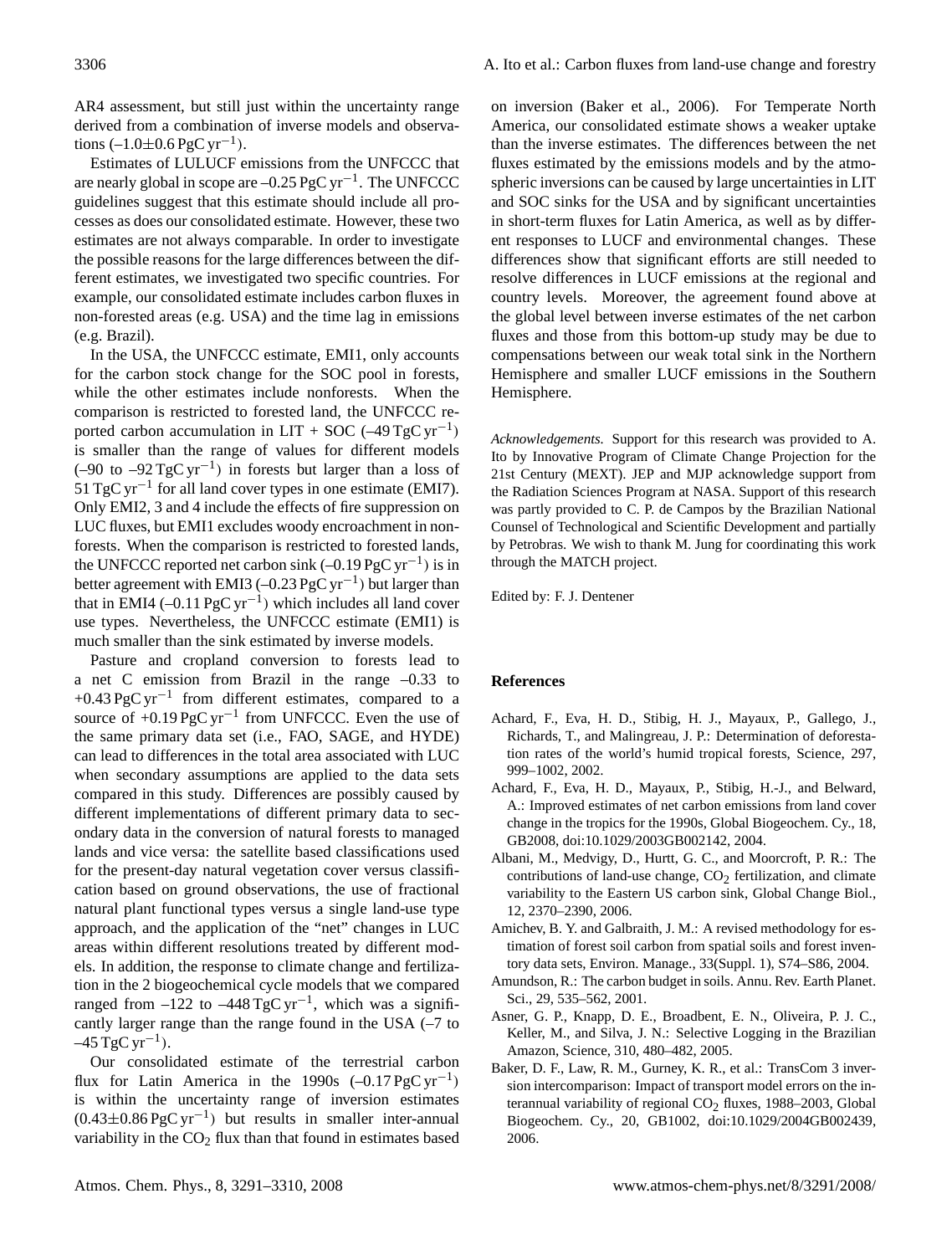AR4 assessment, but still just within the uncertainty range derived from a combination of inverse models and observations (–1.0±0.6 PgC $yr^{-1}$).

Estimates of LULUCF emissions from the UNFCCC that are nearly global in scope are –0.25 PgC $yr^{-1}$. The UNFCCC guidelines suggest that this estimate should include all processes as does our consolidated estimate. However, these two estimates are not always comparable. In order to investigate the possible reasons for the large differences between the different estimates, we investigated two specific countries. For example, our consolidated estimate includes carbon fluxes in non-forested areas (e.g. USA) and the time lag in emissions (e.g. Brazil).

In the USA, the UNFCCC estimate, EMI1, only accounts for the carbon stock change for the SOC pool in forests, while the other estimates include nonforests. When the comparison is restricted to forested land, the UNFCCC reported carbon accumulation in LIT + SOC (–49 TgC $yr^{-1}$) is smaller than the range of values for different models (–90 to –92 TgC $yr^{-1}$) in forests but larger than a loss of 51 TgC $yr^{-1}$ for all land cover types in one estimate (EMI7). Only EMI2, 3 and 4 include the effects of fire suppression on LUC fluxes, but EMI1 excludes woody encroachment in nonforests. When the comparison is restricted to forested lands, the UNFCCC reported net carbon sink (–0.19 PgC $yr^{-1}$) is in better agreement with EMI3 (–0.23 PgC $yr^{-1}$) but larger than that in EMI4 (–0.11 PgC $yr^{-1}$) which includes all land cover use types. Nevertheless, the UNFCCC estimate (EMI1) is much smaller than the sink estimated by inverse models.

Pasture and cropland conversion to forests lead to a net C emission from Brazil in the range –0.33 to +0.43 PgC $yr^{-1}$ from different estimates, compared to a source of +0.19 PgC $yr^{-1}$ from UNFCCC. Even the use of the same primary data set (i.e., FAO, SAGE, and HYDE) can lead to differences in the total area associated with LUC when secondary assumptions are applied to the data sets compared in this study. Differences are possibly caused by different implementations of different primary data to secondary data in the conversion of natural forests to managed lands and vice versa: the satellite based classifications used for the present-day natural vegetation cover versus classification based on ground observations, the use of fractional natural plant functional types versus a single land-use type approach, and the application of the "net" changes in LUC areas within different resolutions treated by different models. In addition, the response to climate change and fertilization in the 2 biogeochemical cycle models that we compared ranged from –122 to –448 TgC $yr^{-1}$, which was a significantly larger range than the range found in the USA (–7 to –45 TgC $yr^{-1}$).

Our consolidated estimate of the terrestrial carbon flux for Latin America in the 1990s (–0.17 PgC $yr^{-1}$) is within the uncertainty range of inversion estimates (0.43±0.86 PgC $yr^{-1}$) but results in smaller inter-annual variability in the $CO_2$ flux than that found in estimates based on inversion (Baker et al., 2006). For Temperate North America, our consolidated estimate shows a weaker uptake than the inverse estimates. The differences between the net fluxes estimated by the emissions models and by the atmospheric inversions can be caused by large uncertainties in LIT and SOC sinks for the USA and by significant uncertainties in short-term fluxes for Latin America, as well as by different responses to LUCF and environmental changes. These differences show that significant efforts are still needed to resolve differences in LUCF emissions at the regional and country levels. Moreover, the agreement found above at the global level between inverse estimates of the net carbon fluxes and those from this bottom-up study may be due to compensations between our weak total sink in the Northern Hemisphere and smaller LUCF emissions in the Southern Hemisphere.

*Acknowledgements.* Support for this research was provided to A. Ito by Innovative Program of Climate Change Projection for the 21st Century (MEXT). JEP and MJP acknowledge support from the Radiation Sciences Program at NASA. Support of this research was partly provided to C. P. de Campos by the Brazilian National Counsel of Technological and Scientific Development and partially by Petrobras. We wish to thank M. Jung for coordinating this work through the MATCH project.

Edited by: F. J. Dentener

## References

Achard, F., Eva, H. D., Stibig, H. J., Mayaux, P., Gallego, J., Richards, T., and Malingreau, J. P.: Determination of deforestation rates of the world's humid tropical forests, Science, 297, 999–1002, 2002.

Achard, F., Eva, H. D., Mayaux, P., Stibig, H.-J., and Belward, A.: Improved estimates of net carbon emissions from land cover change in the tropics for the 1990s, Global Biogeochem. Cy., 18, GB2008, doi:10.1029/2003GB002142, 2004.

Albani, M., Medvigy, D., Hurtt, G. C., and Moorcroft, P. R.: The contributions of land-use change, $CO_2$ fertilization, and climate variability to the Eastern US carbon sink, Global Change Biol., 12, 2370–2390, 2006.

Amichev, B. Y. and Galbraith, J. M.: A revised methodology for estimation of forest soil carbon from spatial soils and forest inventory data sets, Environ. Manage., 33(Suppl. 1), S74–S86, 2004.

Amundson, R.: The carbon budget in soils. Annu. Rev. Earth Planet. Sci., 29, 535–562, 2001.

Asner, G. P., Knapp, D. E., Broadbent, E. N., Oliveira, P. J. C., Keller, M., and Silva, J. N.: Selective Logging in the Brazilian Amazon, Science, 310, 480–482, 2005.

Baker, D. F., Law, R. M., Gurney, K. R., et al.: TransCom 3 inversion intercomparison: Impact of transport model errors on the interannual variability of regional $CO_2$ fluxes, 1988–2003, Global Biogeochem. Cy., 20, GB1002, doi:10.1029/2004GB002439, 2006.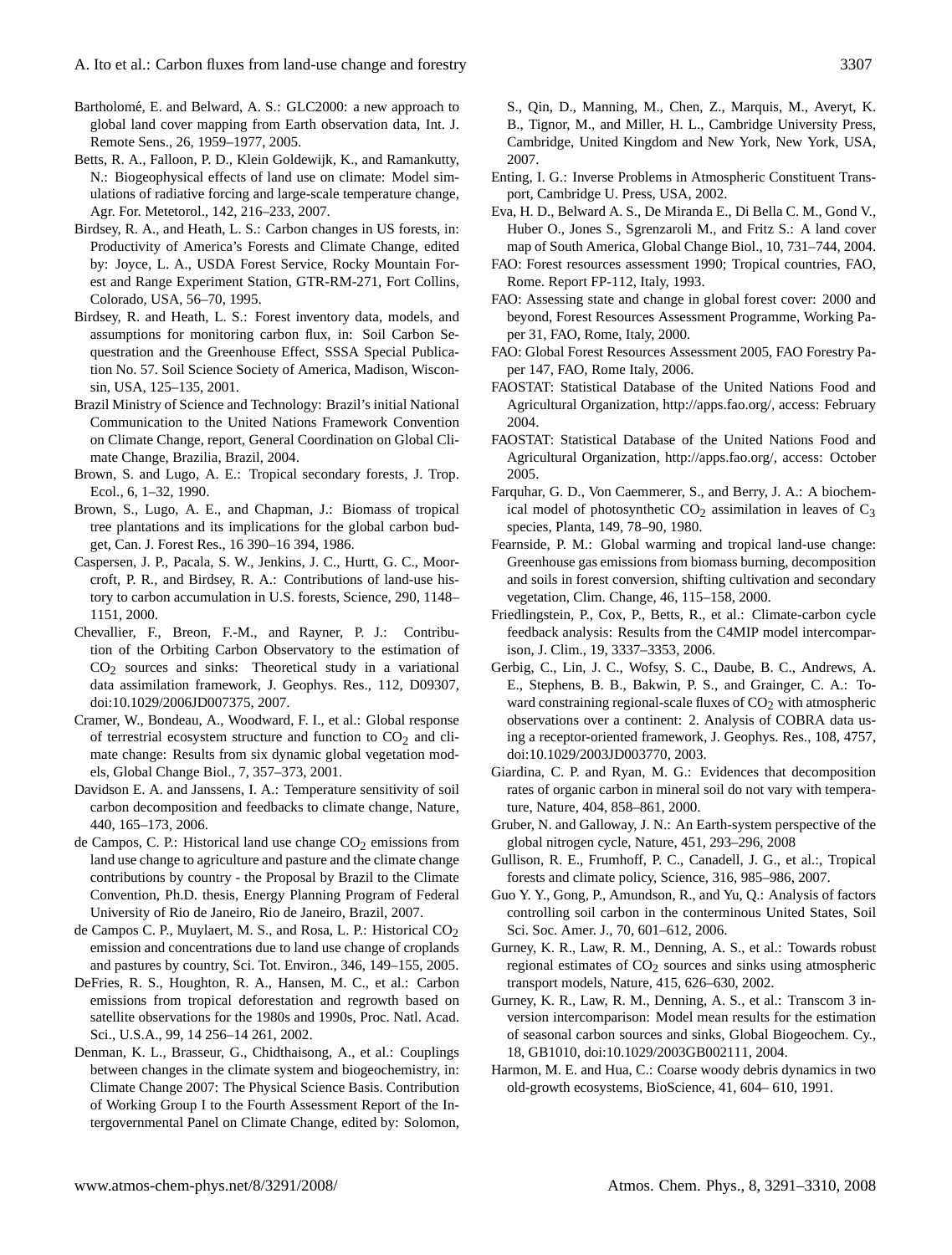Bartholomé, E. and Belward, A. S.: GLC2000: a new approach to global land cover mapping from Earth observation data, Int. J. Remote Sens., 26, 1959–1977, 2005.

Betts, R. A., Falloon, P. D., Klein Goldewijk, K., and Ramankutty, N.: Biogeophysical effects of land use on climate: Model simulations of radiative forcing and large-scale temperature change, Agr. For. Metetorol., 142, 216–233, 2007.

Birdsey, R. A., and Heath, L. S.: Carbon changes in US forests, in: Productivity of America's Forests and Climate Change, edited by: Joyce, L. A., USDA Forest Service, Rocky Mountain Forest and Range Experiment Station, GTR-RM-271, Fort Collins, Colorado, USA, 56–70, 1995.

Birdsey, R. and Heath, L. S.: Forest inventory data, models, and assumptions for monitoring carbon flux, in: Soil Carbon Sequestration and the Greenhouse Effect, SSSA Special Publication No. 57. Soil Science Society of America, Madison, Wisconsin, USA, 125–135, 2001.

Brazil Ministry of Science and Technology: Brazil's initial National Communication to the United Nations Framework Convention on Climate Change, report, General Coordination on Global Climate Change, Brazilia, Brazil, 2004.

Brown, S. and Lugo, A. E.: Tropical secondary forests, J. Trop. Ecol., 6, 1–32, 1990.

Brown, S., Lugo, A. E., and Chapman, J.: Biomass of tropical tree plantations and its implications for the global carbon budget, Can. J. Forest Res., 16 390–16 394, 1986.

Caspersen, J. P., Pacala, S. W., Jenkins, J. C., Hurtt, G. C., Moorcroft, P. R., and Birdsey, R. A.: Contributions of land-use history to carbon accumulation in U.S. forests, Science, 290, 1148–1151, 2000.

Chevallier, F., Breon, F.-M., and Rayner, P. J.: Contribution of the Orbiting Carbon Observatory to the estimation of $CO_2$ sources and sinks: Theoretical study in a variational data assimilation framework, J. Geophys. Res., 112, D09307, doi:10.1029/2006JD007375, 2007.

Cramer, W., Bondeau, A., Woodward, F. I., et al.: Global response of terrestrial ecosystem structure and function to $CO_2$ and climate change: Results from six dynamic global vegetation models, Global Change Biol., 7, 357–373, 2001.

Davidson E. A. and Janssens, I. A.: Temperature sensitivity of soil carbon decomposition and feedbacks to climate change, Nature, 440, 165–173, 2006.

de Campos, C. P.: Historical land use change $CO_2$ emissions from land use change to agriculture and pasture and the climate change contributions by country - the Proposal by Brazil to the Climate Convention, Ph.D. thesis, Energy Planning Program of Federal University of Rio de Janeiro, Rio de Janeiro, Brazil, 2007.

de Campos C. P., Muylaert, M. S., and Rosa, L. P.: Historical $CO_2$ emission and concentrations due to land use change of croplands and pastures by country, Sci. Tot. Environ., 346, 149–155, 2005.

DeFries, R. S., Houghton, R. A., Hansen, M. C., et al.: Carbon emissions from tropical deforestation and regrowth based on satellite observations for the 1980s and 1990s, Proc. Natl. Acad. Sci., U.S.A., 99, 14 256–14 261, 2002.

Denman, K. L., Brasseur, G., Chidthaisong, A., et al.: Couplings between changes in the climate system and biogeochemistry, in: Climate Change 2007: The Physical Science Basis. Contribution of Working Group I to the Fourth Assessment Report of the Intergovernmental Panel on Climate Change, edited by: Solomon, S., Qin, D., Manning, M., Chen, Z., Marquis, M., Averyt, K. B., Tignor, M., and Miller, H. L., Cambridge University Press, Cambridge, United Kingdom and New York, New York, USA, 2007.

Enting, I. G.: Inverse Problems in Atmospheric Constituent Transport, Cambridge U. Press, USA, 2002.

Eva, H. D., Belward A. S., De Miranda E., Di Bella C. M., Gond V., Huber O., Jones S., Sgrenzaroli M., and Fritz S.: A land cover map of South America, Global Change Biol., 10, 731–744, 2004.

FAO: Forest resources assessment 1990; Tropical countries, FAO, Rome. Report FP-112, Italy, 1993.

FAO: Assessing state and change in global forest cover: 2000 and beyond, Forest Resources Assessment Programme, Working Paper 31, FAO, Rome, Italy, 2000.

FAO: Global Forest Resources Assessment 2005, FAO Forestry Paper 147, FAO, Rome Italy, 2006.

FAOSTAT: Statistical Database of the United Nations Food and Agricultural Organization, http://apps.fao.org/, access: February 2004.

FAOSTAT: Statistical Database of the United Nations Food and Agricultural Organization, http://apps.fao.org/, access: October 2005.

Farquhar, G. D., Von Caemmerer, S., and Berry, J. A.: A biochemical model of photosynthetic $CO_2$ assimilation in leaves of $C_3$ species, Planta, 149, 78–90, 1980.

Fearnside, P. M.: Global warming and tropical land-use change: Greenhouse gas emissions from biomass burning, decomposition and soils in forest conversion, shifting cultivation and secondary vegetation, Clim. Change, 46, 115–158, 2000.

Friedlingstein, P., Cox, P., Betts, R., et al.: Climate-carbon cycle feedback analysis: Results from the C4MIP model intercomparison, J. Clim., 19, 3337–3353, 2006.

Gerbig, C., Lin, J. C., Wofsy, S. C., Daube, B. C., Andrews, A. E., Stephens, B. B., Bakwin, P. S., and Grainger, C. A.: Toward constraining regional-scale fluxes of $CO_2$ with atmospheric observations over a continent: 2. Analysis of COBRA data using a receptor-oriented framework, J. Geophys. Res., 108, 4757, doi:10.1029/2003JD003770, 2003.

Giardina, C. P. and Ryan, M. G.: Evidences that decomposition rates of organic carbon in mineral soil do not vary with temperature, Nature, 404, 858–861, 2000.

Gruber, N. and Galloway, J. N.: An Earth-system perspective of the global nitrogen cycle, Nature, 451, 293–296, 2008

Gullison, R. E., Frumhoff, P. C., Canadell, J. G., et al.:, Tropical forests and climate policy, Science, 316, 985–986, 2007.

Guo Y. Y., Gong, P., Amundson, R., and Yu, Q.: Analysis of factors controlling soil carbon in the conterminous United States, Soil Sci. Soc. Amer. J., 70, 601–612, 2006.

Gurney, K. R., Law, R. M., Denning, A. S., et al.: Towards robust regional estimates of $CO_2$ sources and sinks using atmospheric transport models, Nature, 415, 626–630, 2002.

Gurney, K. R., Law, R. M., Denning, A. S., et al.: Transcom 3 inversion intercomparison: Model mean results for the estimation of seasonal carbon sources and sinks, Global Biogeochem. Cy., 18, GB1010, doi:10.1029/2003GB002111, 2004.

Harmon, M. E. and Hua, C.: Coarse woody debris dynamics in two old-growth ecosystems, BioScience, 41, 604– 610, 1991.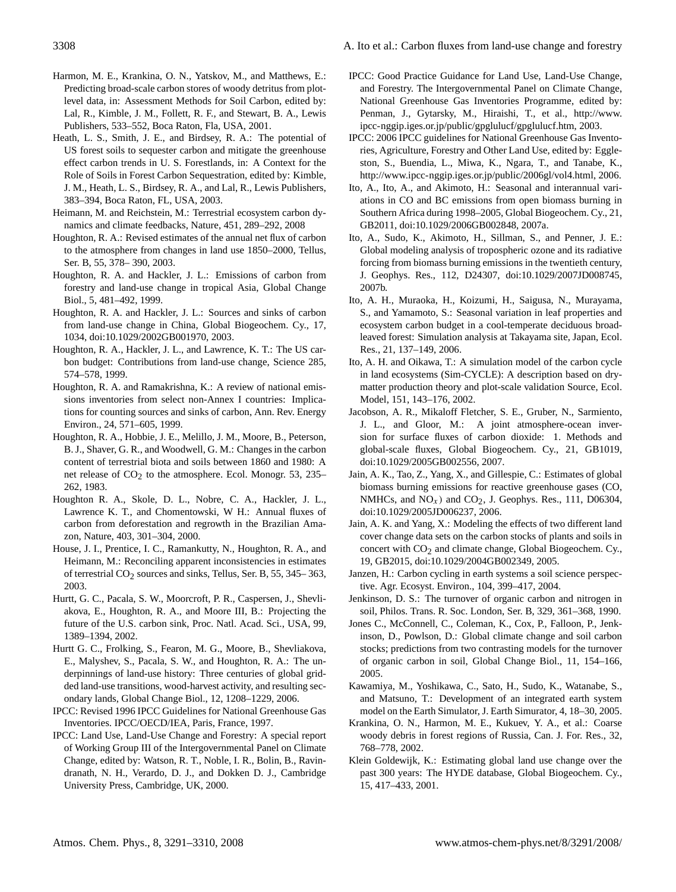Harmon, M. E., Krankina, O. N., Yatskov, M., and Matthews, E.: Predicting broad-scale carbon stores of woody detritus from plot-level data, in: Assessment Methods for Soil Carbon, edited by: Lal, R., Kimble, J. M., Follett, R. F., and Stewart, B. A., Lewis Publishers, 533–552, Boca Raton, Fla, USA, 2001.

Heath, L. S., Smith, J. E., and Birdsey, R. A.: The potential of US forest soils to sequester carbon and mitigate the greenhouse effect carbon trends in U. S. Forestlands, in: A Context for the Role of Soils in Forest Carbon Sequestration, edited by: Kimble, J. M., Heath, L. S., Birdsey, R. A., and Lal, R., Lewis Publishers, 383–394, Boca Raton, FL, USA, 2003.

Heimann, M. and Reichstein, M.: Terrestrial ecosystem carbon dynamics and climate feedbacks, Nature, 451, 289–292, 2008

Houghton, R. A.: Revised estimates of the annual net flux of carbon to the atmosphere from changes in land use 1850–2000, Tellus, Ser. B, 55, 378– 390, 2003.

Houghton, R. A. and Hackler, J. L.: Emissions of carbon from forestry and land-use change in tropical Asia, Global Change Biol., 5, 481–492, 1999.

Houghton, R. A. and Hackler, J. L.: Sources and sinks of carbon from land-use change in China, Global Biogeochem. Cy., 17, 1034, doi:10.1029/2002GB001970, 2003.

Houghton, R. A., Hackler, J. L., and Lawrence, K. T.: The US carbon budget: Contributions from land-use change, Science 285, 574–578, 1999.

Houghton, R. A. and Ramakrishna, K.: A review of national emissions inventories from select non-Annex I countries: Implications for counting sources and sinks of carbon, Ann. Rev. Energy Environ., 24, 571–605, 1999.

Houghton, R. A., Hobbie, J. E., Melillo, J. M., Moore, B., Peterson, B. J., Shaver, G. R., and Woodwell, G. M.: Changes in the carbon content of terrestrial biota and soils between 1860 and 1980: A net release of $CO_2$ to the atmosphere. Ecol. Monogr. 53, 235–262, 1983.

Houghton R. A., Skole, D. L., Nobre, C. A., Hackler, J. L., Lawrence K. T., and Chomentowski, W H.: Annual fluxes of carbon from deforestation and regrowth in the Brazilian Amazon, Nature, 403, 301–304, 2000.

House, J. I., Prentice, I. C., Ramankutty, N., Houghton, R. A., and Heimann, M.: Reconciling apparent inconsistencies in estimates of terrestrial $CO_2$ sources and sinks, Tellus, Ser. B, 55, 345– 363, 2003.

Hurtt, G. C., Pacala, S. W., Moorcroft, P. R., Caspersen, J., Shevliakova, E., Houghton, R. A., and Moore III, B.: Projecting the future of the U.S. carbon sink, Proc. Natl. Acad. Sci., USA, 99, 1389–1394, 2002.

Hurtt G. C., Frolking, S., Fearon, M. G., Moore, B., Shevliakova, E., Malyshev, S., Pacala, S. W., and Houghton, R. A.: The underpinnings of land-use history: Three centuries of global gridded land-use transitions, wood-harvest activity, and resulting secondary lands, Global Change Biol., 12, 1208–1229, 2006.

IPCC: Revised 1996 IPCC Guidelines for National Greenhouse Gas Inventories. IPCC/OECD/IEA, Paris, France, 1997.

IPCC: Land Use, Land-Use Change and Forestry: A special report of Working Group III of the Intergovernmental Panel on Climate Change, edited by: Watson, R. T., Noble, I. R., Bolin, B., Ravindranath, N. H., Verardo, D. J., and Dokken D. J., Cambridge University Press, Cambridge, UK, 2000.

IPCC: Good Practice Guidance for Land Use, Land-Use Change, and Forestry. The Intergovernmental Panel on Climate Change, National Greenhouse Gas Inventories Programme, edited by: Penman, J., Gytarsky, M., Hiraishi, T., et al., http://www.ipcc-nggip.iges.or.jp/public/gpglulucf/gpglulucf.htm, 2003.

IPCC: 2006 IPCC guidelines for National Greenhouse Gas Inventories, Agriculture, Forestry and Other Land Use, edited by: Eggleston, S., Buendia, L., Miwa, K., Ngara, T., and Tanabe, K., http://www.ipcc-nggip.iges.or.jp/public/2006gl/vol4.html, 2006.

Ito, A., Ito, A., and Akimoto, H.: Seasonal and interannual variations in CO and BC emissions from open biomass burning in Southern Africa during 1998–2005, Global Biogeochem. Cy., 21, GB2011, doi:10.1029/2006GB002848, 2007a.

Ito, A., Sudo, K., Akimoto, H., Sillman, S., and Penner, J. E.: Global modeling analysis of tropospheric ozone and its radiative forcing from biomass burning emissions in the twentieth century, J. Geophys. Res., 112, D24307, doi:10.1029/2007JD008745, 2007b.

Ito, A. H., Muraoka, H., Koizumi, H., Saigusa, N., Murayama, S., and Yamamoto, S.: Seasonal variation in leaf properties and ecosystem carbon budget in a cool-temperate deciduous broad-leaved forest: Simulation analysis at Takayama site, Japan, Ecol. Res., 21, 137–149, 2006.

Ito, A. H. and Oikawa, T.: A simulation model of the carbon cycle in land ecosystems (Sim-CYCLE): A description based on dry-matter production theory and plot-scale validation Source, Ecol. Model, 151, 143–176, 2002.

Jacobson, A. R., Mikaloff Fletcher, S. E., Gruber, N., Sarmiento, J. L., and Gloor, M.: A joint atmosphere-ocean inversion for surface fluxes of carbon dioxide: 1. Methods and global-scale fluxes, Global Biogeochem. Cy., 21, GB1019, doi:10.1029/2005GB002556, 2007.

Jain, A. K., Tao, Z., Yang, X., and Gillespie, C.: Estimates of global biomass burning emissions for reactive greenhouse gases (CO, NMHCs, and $NO_x$) and $CO_2$, J. Geophys. Res., 111, D06304, doi:10.1029/2005JD006237, 2006.

Jain, A. K. and Yang, X.: Modeling the effects of two different land cover change data sets on the carbon stocks of plants and soils in concert with $CO_2$ and climate change, Global Biogeochem. Cy., 19, GB2015, doi:10.1029/2004GB002349, 2005.

Janzen, H.: Carbon cycling in earth systems a soil science perspective. Agr. Ecosyt. Environ., 104, 399–417, 2004.

Jenkinson, D. S.: The turnover of organic carbon and nitrogen in soil, Philos. Trans. R. Soc. London, Ser. B, 329, 361–368, 1990.

Jones C., McConnell, C., Coleman, K., Cox, P., Falloon, P., Jenkinson, D., Powlson, D.: Global climate change and soil carbon stocks; predictions from two contrasting models for the turnover of organic carbon in soil, Global Change Biol., 11, 154–166, 2005.

Kawamiya, M., Yoshikawa, C., Sato, H., Sudo, K., Watanabe, S., and Matsuno, T.: Development of an integrated earth system model on the Earth Simulator, J. Earth Simurator, 4, 18–30, 2005.

Krankina, O. N., Harmon, M. E., Kukuev, Y. A., et al.: Coarse woody debris in forest regions of Russia, Can. J. For. Res., 32, 768–778, 2002.

Klein Goldewijk, K.: Estimating global land use change over the past 300 years: The HYDE database, Global Biogeochem. Cy., 15, 417–433, 2001.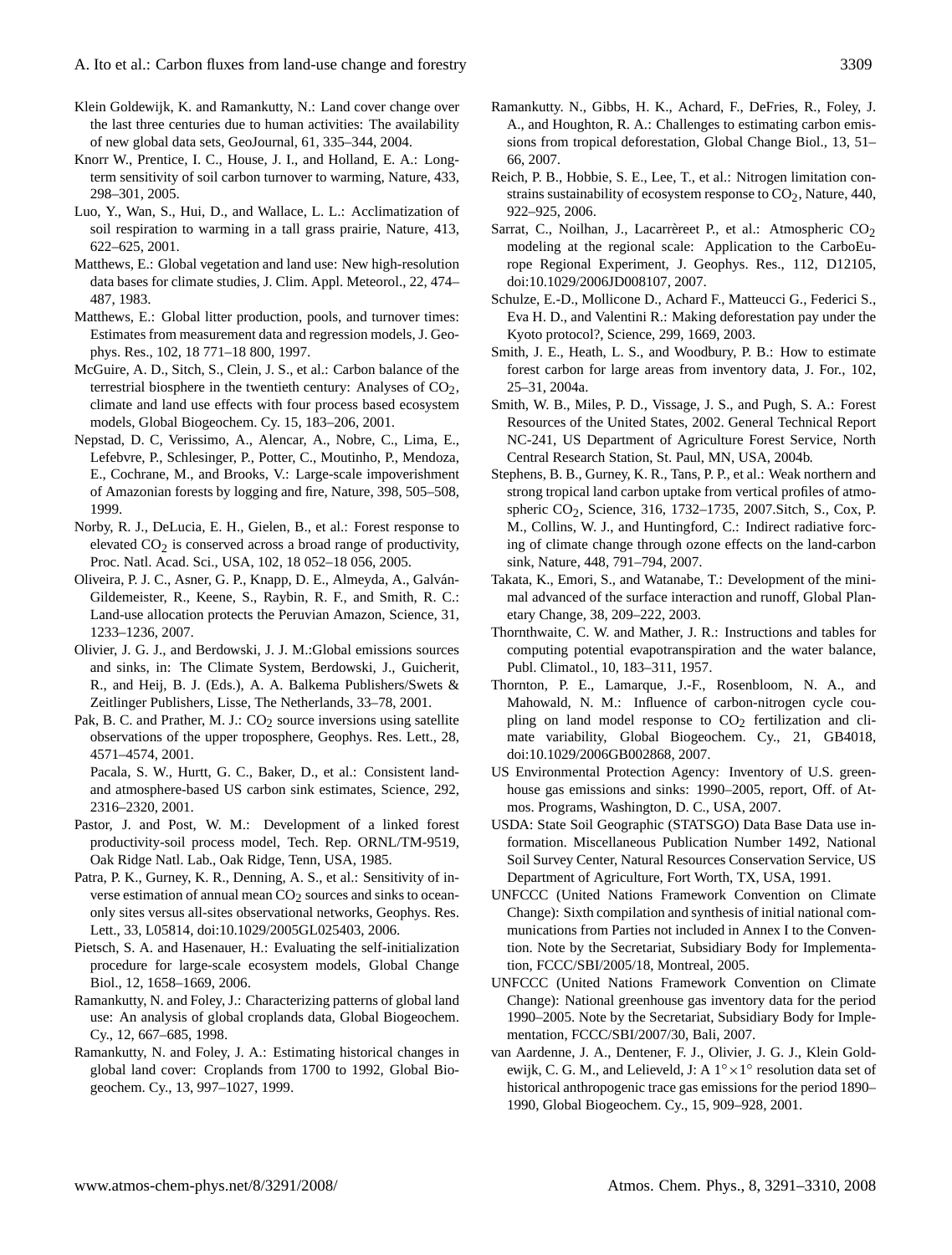Klein Goldewijk, K. and Ramankutty, N.: Land cover change over the last three centuries due to human activities: The availability of new global data sets, GeoJournal, 61, 335–344, 2004.

Knorr W., Prentice, I. C., House, J. I., and Holland, E. A.: Long-term sensitivity of soil carbon turnover to warming, Nature, 433, 298–301, 2005.

Luo, Y., Wan, S., Hui, D., and Wallace, L. L.: Acclimatization of soil respiration to warming in a tall grass prairie, Nature, 413, 622–625, 2001.

Matthews, E.: Global vegetation and land use: New high-resolution data bases for climate studies, J. Clim. Appl. Meteorol., 22, 474–487, 1983.

Matthews, E.: Global litter production, pools, and turnover times: Estimates from measurement data and regression models, J. Geophys. Res., 102, 18 771–18 800, 1997.

McGuire, A. D., Sitch, S., Clein, J. S., et al.: Carbon balance of the terrestrial biosphere in the twentieth century: Analyses of $CO_2$, climate and land use effects with four process based ecosystem models, Global Biogeochem. Cy. 15, 183–206, 2001.

Nepstad, D. C, Verissimo, A., Alencar, A., Nobre, C., Lima, E., Lefebvre, P., Schlesinger, P., Potter, C., Moutinho, P., Mendoza, E., Cochrane, M., and Brooks, V.: Large-scale impoverishment of Amazonian forests by logging and fire, Nature, 398, 505–508, 1999.

Norby, R. J., DeLucia, E. H., Gielen, B., et al.: Forest response to elevated $CO_2$ is conserved across a broad range of productivity, Proc. Natl. Acad. Sci., USA, 102, 18 052–18 056, 2005.

Oliveira, P. J. C., Asner, G. P., Knapp, D. E., Almeyda, A., Galván-Gildemeister, R., Keene, S., Raybin, R. F., and Smith, R. C.: Land-use allocation protects the Peruvian Amazon, Science, 31, 1233–1236, 2007.

Olivier, J. G. J., and Berdowski, J. J. M.:Global emissions sources and sinks, in: The Climate System, Berdowski, J., Guicherit, R., and Heij, B. J. (Eds.), A. A. Balkema Publishers/Swets & Zeitlinger Publishers, Lisse, The Netherlands, 33–78, 2001.

Pak, B. C. and Prather, M. J.: $CO_2$ source inversions using satellite observations of the upper troposphere, Geophys. Res. Lett., 28, 4571–4574, 2001.

Pacala, S. W., Hurtt, G. C., Baker, D., et al.: Consistent land-and atmosphere-based US carbon sink estimates, Science, 292, 2316–2320, 2001.

Pastor, J. and Post, W. M.: Development of a linked forest productivity-soil process model, Tech. Rep. ORNL/TM-9519, Oak Ridge Natl. Lab., Oak Ridge, Tenn, USA, 1985.

Patra, P. K., Gurney, K. R., Denning, A. S., et al.: Sensitivity of inverse estimation of annual mean $CO_2$ sources and sinks to ocean-only sites versus all-sites observational networks, Geophys. Res. Lett., 33, L05814, doi:10.1029/2005GL025403, 2006.

Pietsch, S. A. and Hasenauer, H.: Evaluating the self-initialization procedure for large-scale ecosystem models, Global Change Biol., 12, 1658–1669, 2006.

Ramankutty, N. and Foley, J.: Characterizing patterns of global land use: An analysis of global croplands data, Global Biogeochem. Cy., 12, 667–685, 1998.

Ramankutty, N. and Foley, J. A.: Estimating historical changes in global land cover: Croplands from 1700 to 1992, Global Biogeochem. Cy., 13, 997–1027, 1999.

Ramankutty. N., Gibbs, H. K., Achard, F., DeFries, R., Foley, J. A., and Houghton, R. A.: Challenges to estimating carbon emissions from tropical deforestation, Global Change Biol., 13, 51–66, 2007.

Reich, P. B., Hobbie, S. E., Lee, T., et al.: Nitrogen limitation constrains sustainability of ecosystem response to $CO_2$, Nature, 440, 922–925, 2006.

Sarrat, C., Noilhan, J., Lacarrèreet P., et al.: Atmospheric $CO_2$ modeling at the regional scale: Application to the CarboEurope Regional Experiment, J. Geophys. Res., 112, D12105, doi:10.1029/2006JD008107, 2007.

Schulze, E.-D., Mollicone D., Achard F., Matteucci G., Federici S., Eva H. D., and Valentini R.: Making deforestation pay under the Kyoto protocol?, Science, 299, 1669, 2003.

Smith, J. E., Heath, L. S., and Woodbury, P. B.: How to estimate forest carbon for large areas from inventory data, J. For., 102, 25–31, 2004a.

Smith, W. B., Miles, P. D., Vissage, J. S., and Pugh, S. A.: Forest Resources of the United States, 2002. General Technical Report NC-241, US Department of Agriculture Forest Service, North Central Research Station, St. Paul, MN, USA, 2004b.

Stephens, B. B., Gurney, K. R., Tans, P. P., et al.: Weak northern and strong tropical land carbon uptake from vertical profiles of atmospheric $CO_2$, Science, 316, 1732–1735, 2007.Sitch, S., Cox, P. M., Collins, W. J., and Huntingford, C.: Indirect radiative forcing of climate change through ozone effects on the land-carbon sink, Nature, 448, 791–794, 2007.

Takata, K., Emori, S., and Watanabe, T.: Development of the minimal advanced of the surface interaction and runoff, Global Planetary Change, 38, 209–222, 2003.

Thornthwaite, C. W. and Mather, J. R.: Instructions and tables for computing potential evapotranspiration and the water balance, Publ. Climatol., 10, 183–311, 1957.

Thornton, P. E., Lamarque, J.-F., Rosenbloom, N. A., and Mahowald, N. M.: Influence of carbon-nitrogen cycle coupling on land model response to $CO_2$ fertilization and climate variability, Global Biogeochem. Cy., 21, GB4018, doi:10.1029/2006GB002868, 2007.

US Environmental Protection Agency: Inventory of U.S. greenhouse gas emissions and sinks: 1990–2005, report, Off. of Atmos. Programs, Washington, D. C., USA, 2007.

USDA: State Soil Geographic (STATSGO) Data Base Data use information. Miscellaneous Publication Number 1492, National Soil Survey Center, Natural Resources Conservation Service, US Department of Agriculture, Fort Worth, TX, USA, 1991.

UNFCCC (United Nations Framework Convention on Climate Change): Sixth compilation and synthesis of initial national communications from Parties not included in Annex I to the Convention. Note by the Secretariat, Subsidiary Body for Implementation, FCCC/SBI/2005/18, Montreal, 2005.

UNFCCC (United Nations Framework Convention on Climate Change): National greenhouse gas inventory data for the period 1990–2005. Note by the Secretariat, Subsidiary Body for Implementation, FCCC/SBI/2007/30, Bali, 2007.

van Aardenne, J. A., Dentener, F. J., Olivier, J. G. J., Klein Goldewijk, C. G. M., and Lelieveld, J: A $1^\circ \times 1^\circ$ resolution data set of historical anthropogenic trace gas emissions for the period 1890–1990, Global Biogeochem. Cy., 15, 909–928, 2001.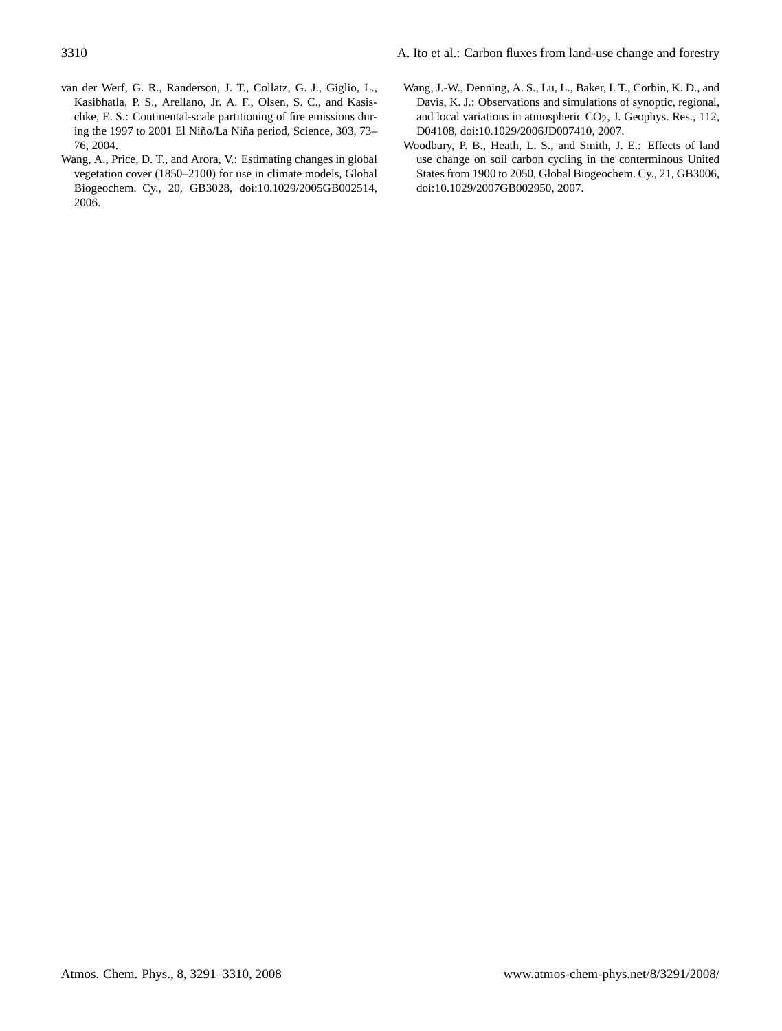van der Werf, G. R., Randerson, J. T., Collatz, G. J., Giglio, L., Kasibhatla, P. S., Arellano, Jr. A. F., Olsen, S. C., and Kasischke, E. S.: Continental-scale partitioning of fire emissions during the 1997 to 2001 El Niño/La Niña period, Science, 303, 73–76, 2004.

Wang, A., Price, D. T., and Arora, V.: Estimating changes in global vegetation cover (1850–2100) for use in climate models, Global Biogeochem. Cy., 20, GB3028, doi:10.1029/2005GB002514, 2006.

Wang, J.-W., Denning, A. S., Lu, L., Baker, I. T., Corbin, K. D., and Davis, K. J.: Observations and simulations of synoptic, regional, and local variations in atmospheric $CO_2$, J. Geophys. Res., 112, D04108, doi:10.1029/2006JD007410, 2007.

Woodbury, P. B., Heath, L. S., and Smith, J. E.: Effects of land use change on soil carbon cycling in the conterminous United States from 1900 to 2050, Global Biogeochem. Cy., 21, GB3006, doi:10.1029/2007GB002950, 2007.